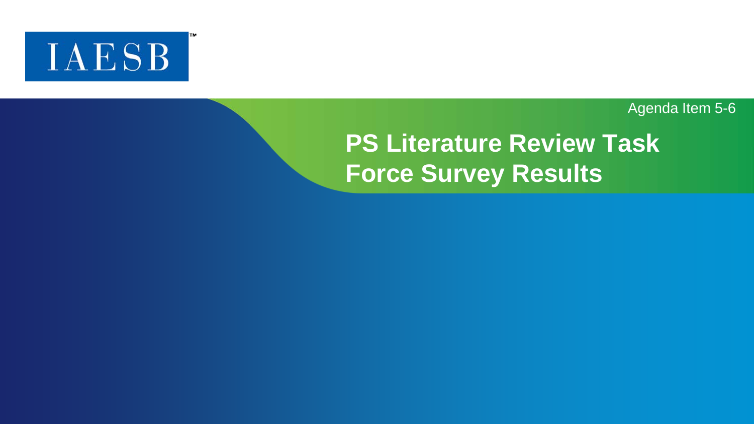IAESB™

Agenda Item 5-6

# PS Literature Review Task Force Survey Results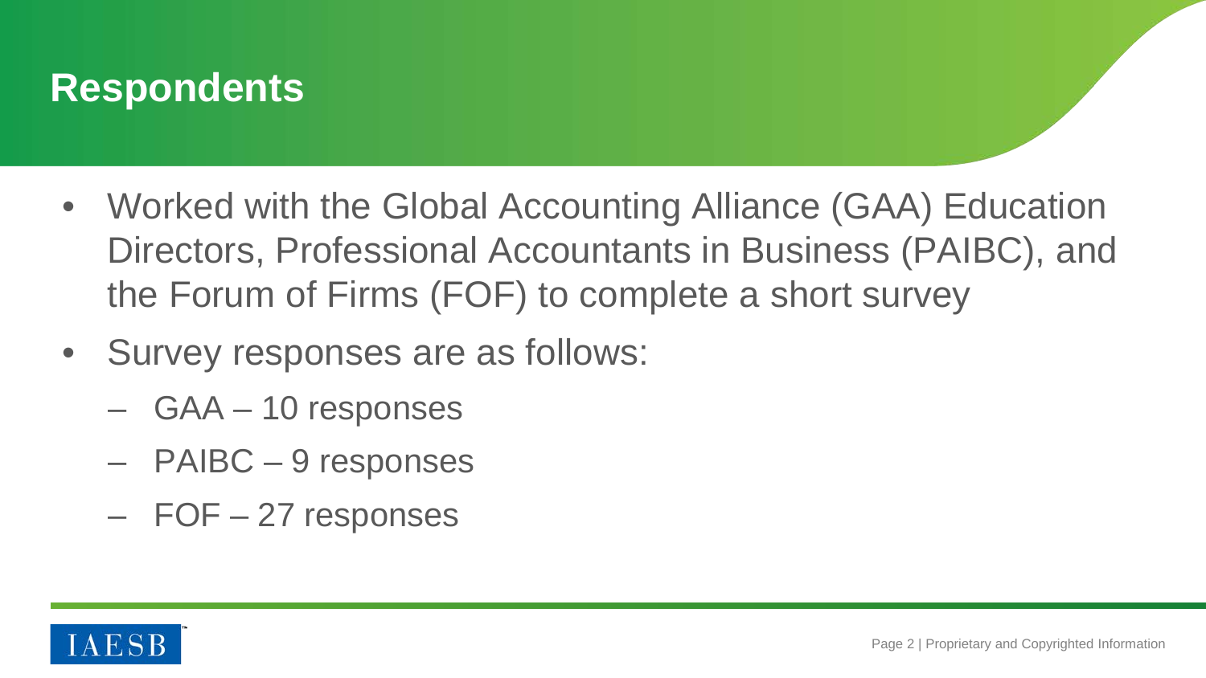# Respondents

- Worked with the Global Accounting Alliance (GAA) Education Directors, Professional Accountants in Business (PAIBC), and the Forum of Firms (FOF) to complete a short survey
- Survey responses are as follows:
  - GAA – 10 responses
  - PAIBC – 9 responses
  - FOF – 27 responses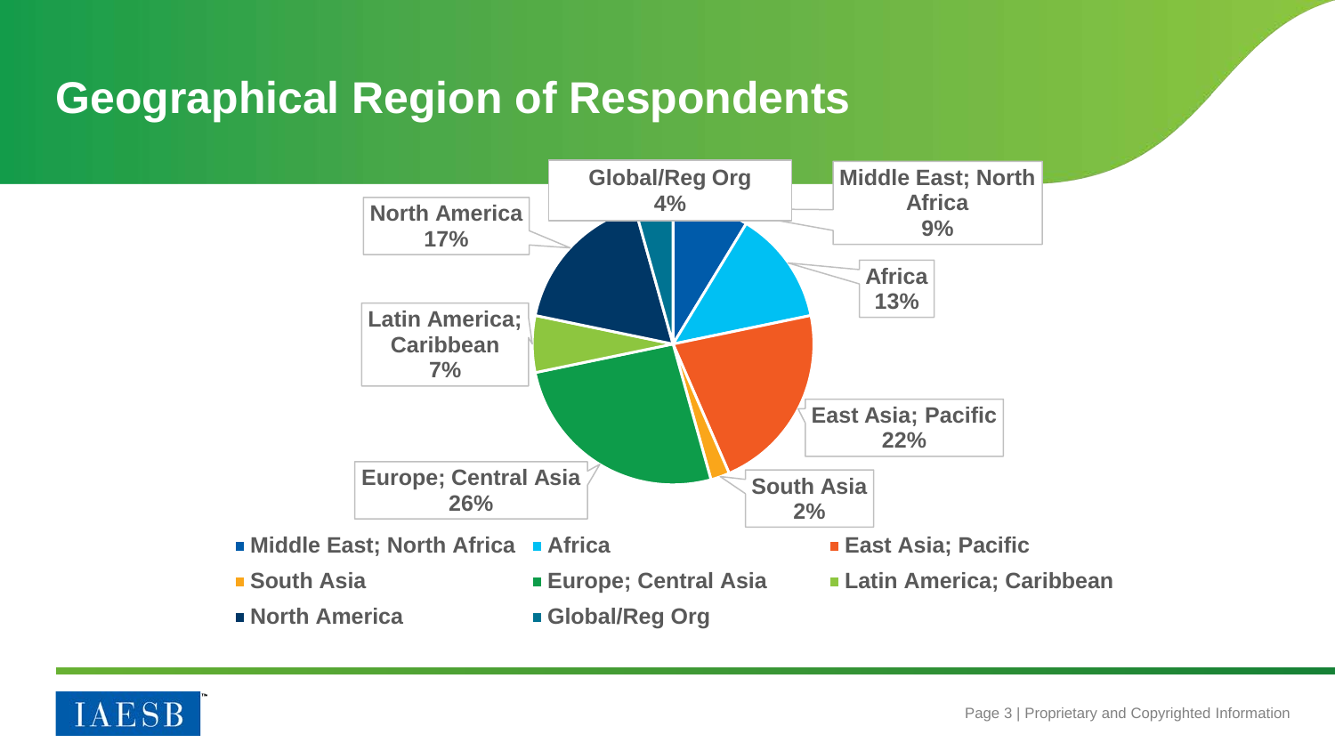# Geographical Region of Respondents

| Region | Percentage |
|---|---|
| Middle East; North Africa | 9% |
| Africa | 13% |
| East Asia; Pacific | 22% |
| South Asia | 2% |
| Europe; Central Asia | 26% |
| Latin America; Caribbean | 7% |
| North America | 17% |
| Global/Reg Org | 4% |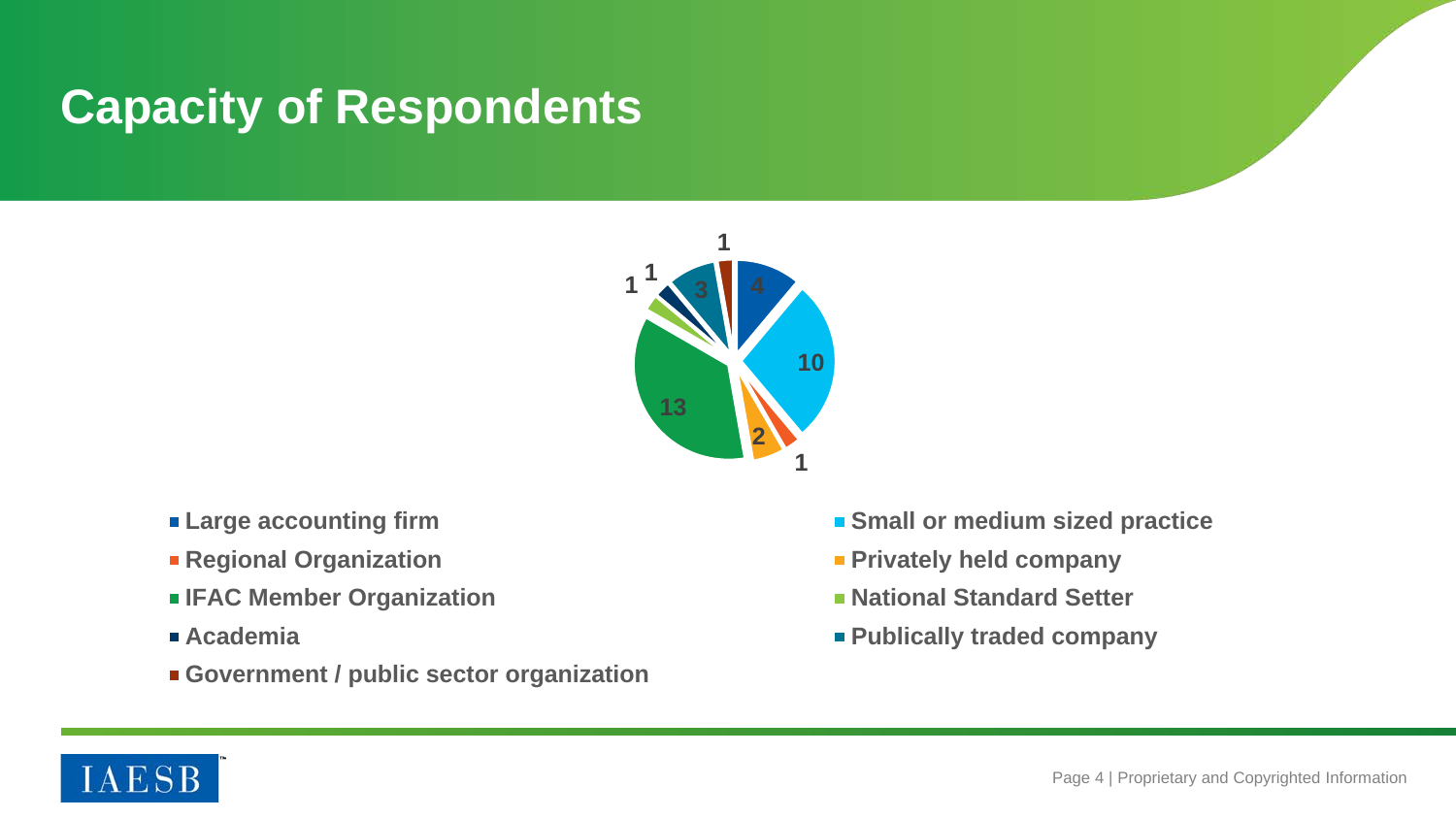# Capacity of Respondents

| Capacity | Respondents |
| --- | --- |
| Large accounting firm | 4 |
| Small or medium sized practice | 10 |
| Regional Organization | 1 |
| Privately held company | 2 |
| IFAC Member Organization | 13 |
| National Standard Setter | 1 |
| Academia | 1 |
| Publically traded company | 3 |
| Government / public sector organization | 1 |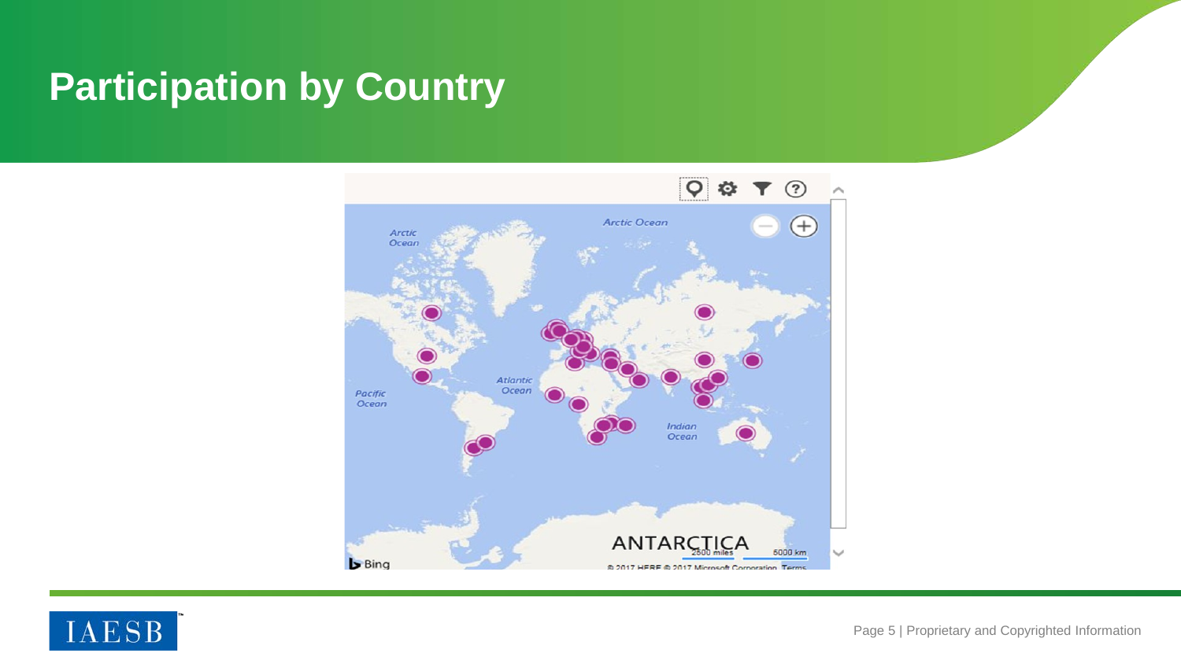# Participation by Country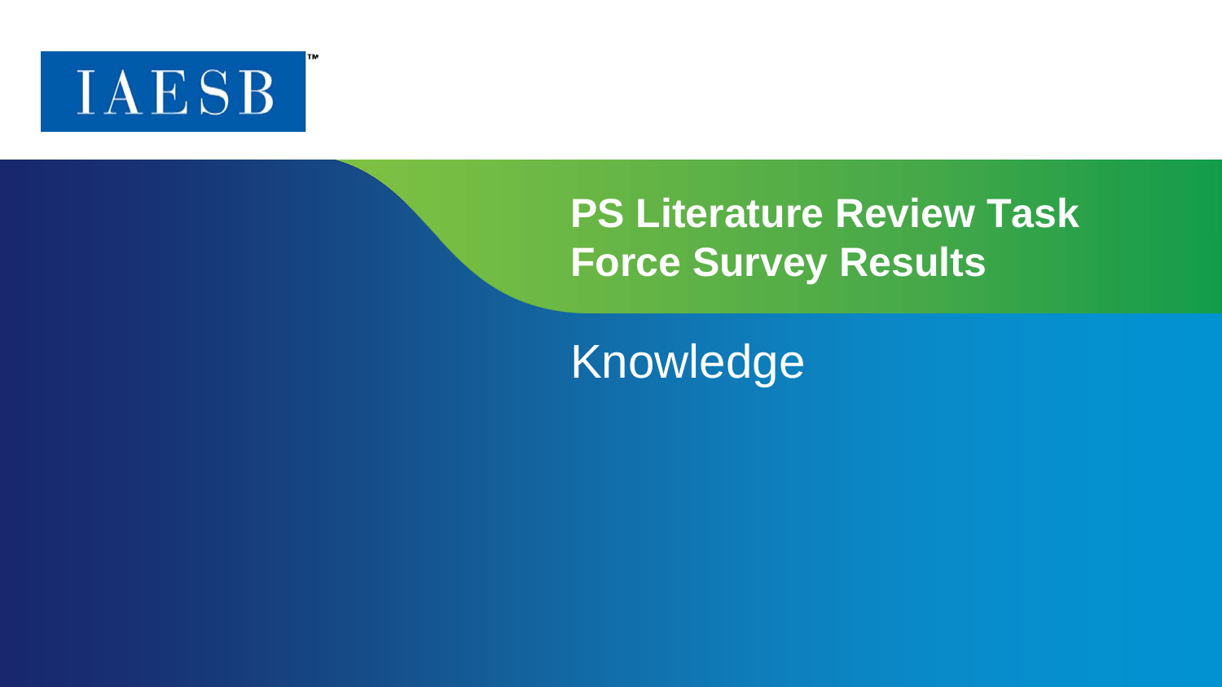IAESB

# PS Literature Review Task Force Survey Results

## Knowledge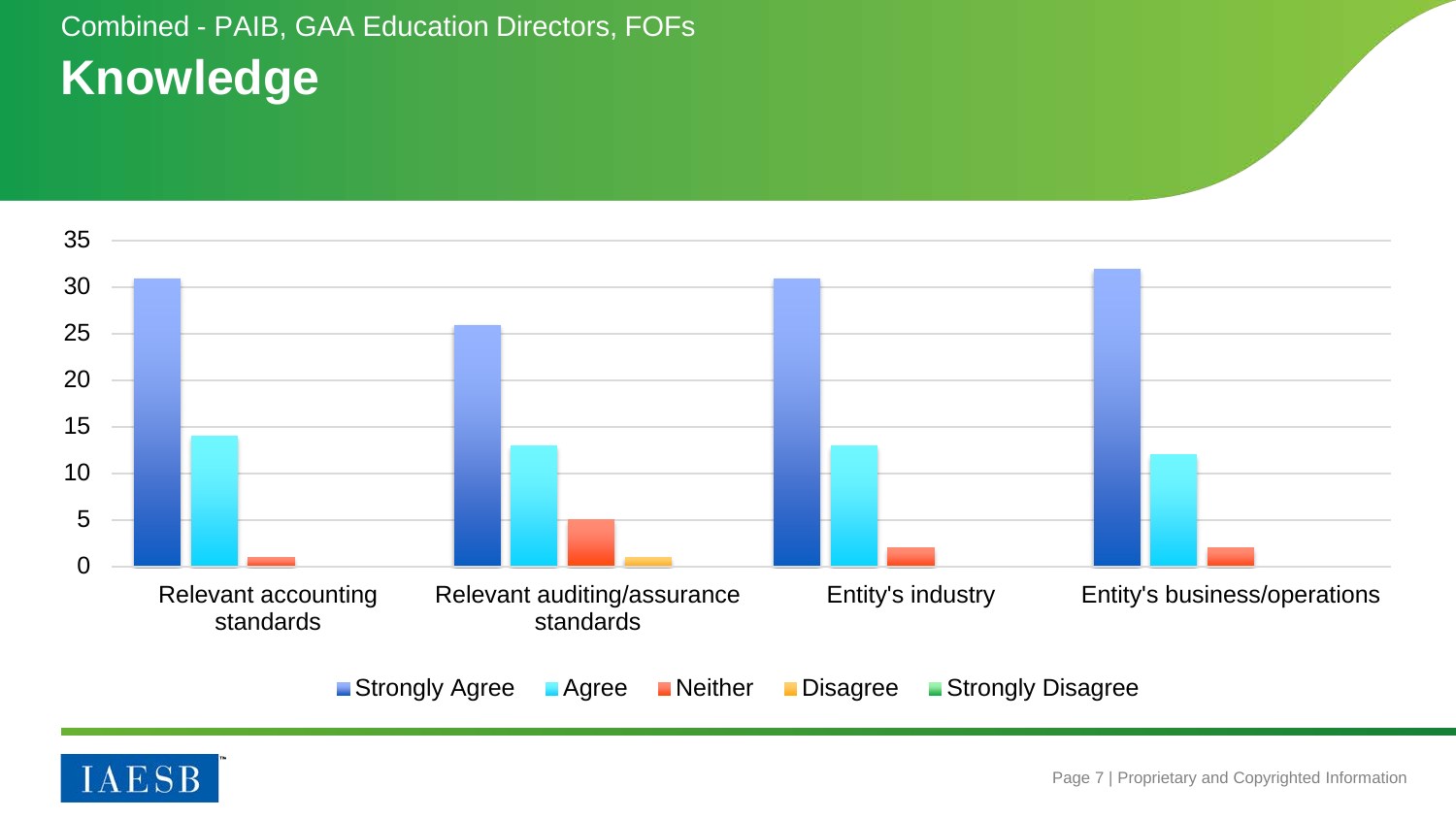Combined - PAIB, GAA Education Directors, FOFs

# Knowledge

| | Strongly Agree | Agree | Neither | Disagree | Strongly Disagree |
|---|---|---|---|---|---|
| Relevant accounting standards | 31 | 14 | 1 | | |
| Relevant auditing/assurance standards | 26 | 13 | 5 | 1 | |
| Entity's industry | 31 | 13 | 2 | | |
| Entity's business/operations | 32 | 12 | 2 | | |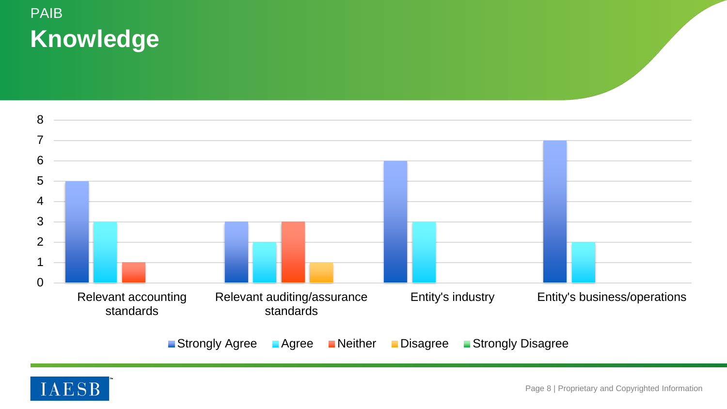PAIB

# Knowledge

| | Strongly Agree | Agree | Neither | Disagree | Strongly Disagree |
|---|---|---|---|---|---|
| Relevant accounting standards | 5 | 3 | 1 | | |
| Relevant auditing/assurance standards | 3 | 2 | 3 | 1 | |
| Entity's industry | 6 | 3 | | | |
| Entity's business/operations | 7 | 2 | | | |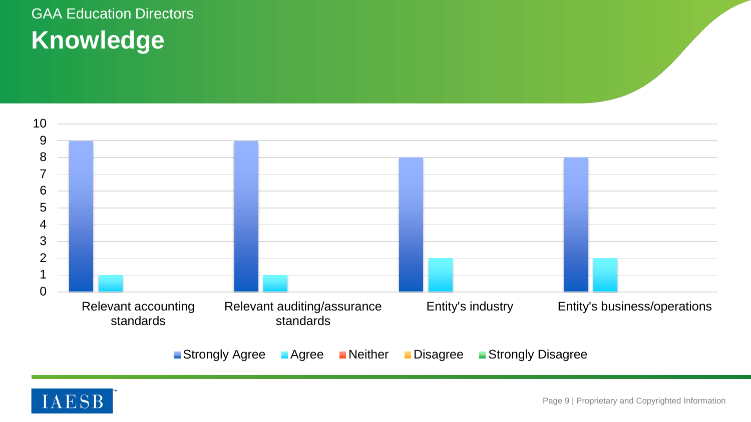GAA Education Directors

# Knowledge

| | Strongly Agree | Agree | Neither | Disagree | Strongly Disagree |
|---|---|---|---|---|---|
| Relevant accounting standards | 9 | 1 | | | |
| Relevant auditing/assurance standards | 9 | 1 | | | |
| Entity's industry | 8 | 2 | | | |
| Entity's business/operations | 8 | 2 | | | |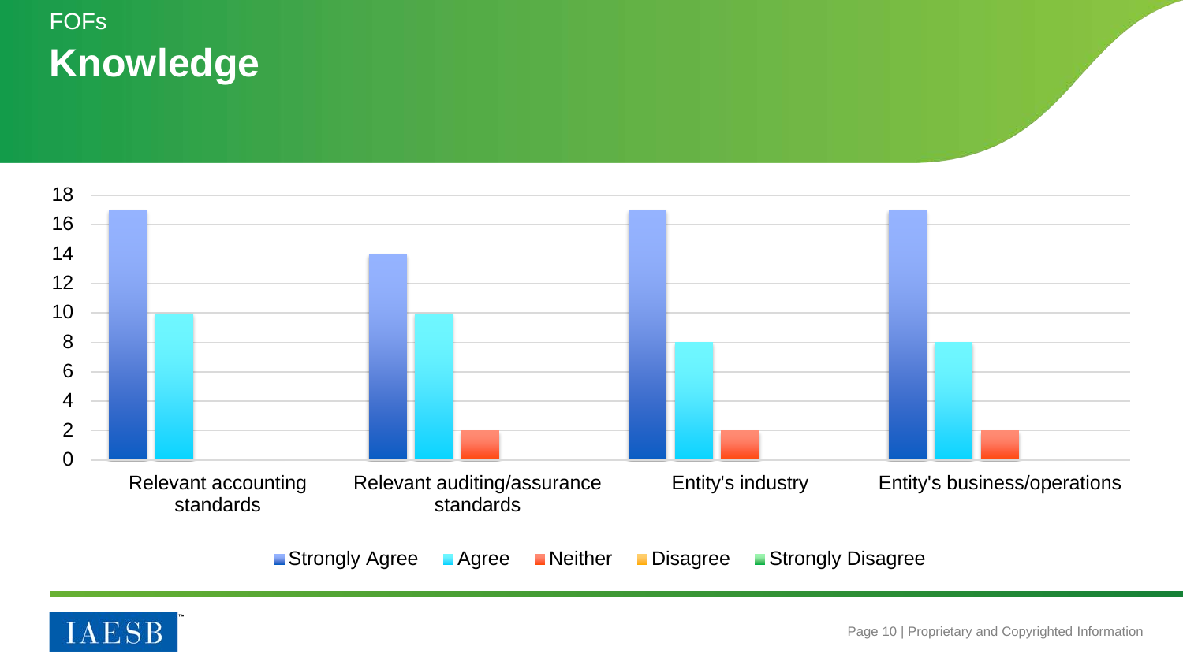FOFs

# Knowledge

| | Strongly Agree | Agree | Neither | Disagree | Strongly Disagree |
|---|---|---|---|---|---|
| Relevant accounting standards | 17 | 10 | 0 | 0 | 0 |
| Relevant auditing/assurance standards | 14 | 10 | 2 | 0 | 0 |
| Entity's industry | 17 | 8 | 2 | 0 | 0 |
| Entity's business/operations | 17 | 8 | 2 | 0 | 0 |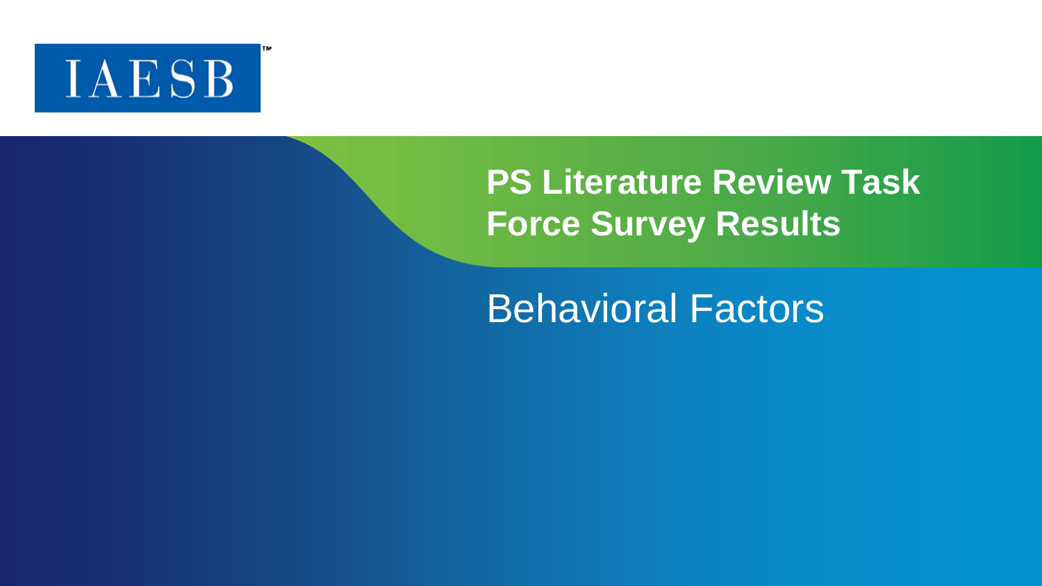IAESB™

# PS Literature Review Task Force Survey Results

## Behavioral Factors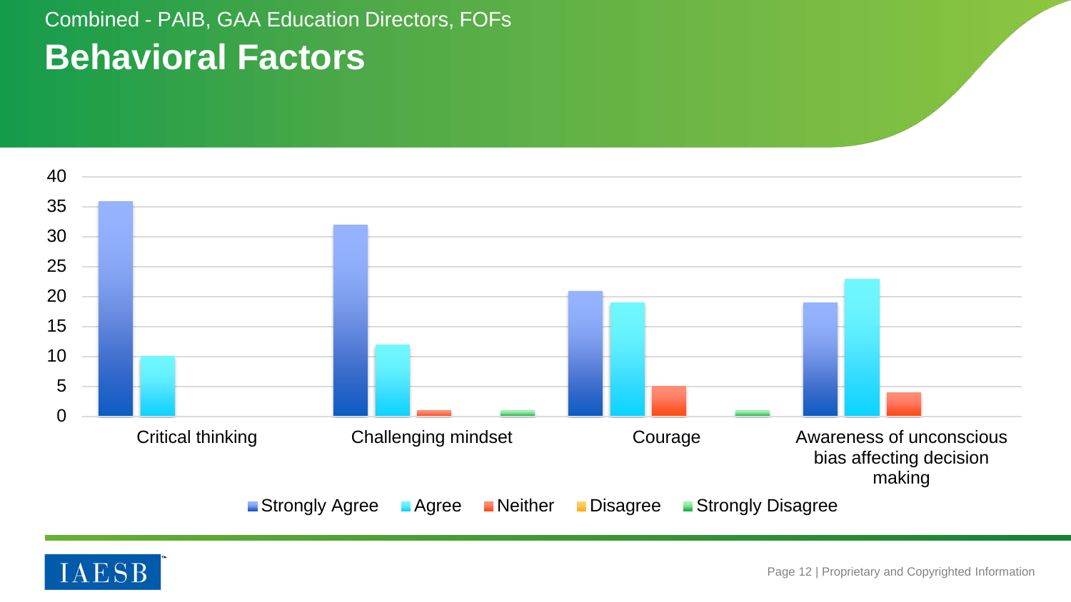Combined - PAIB, GAA Education Directors, FOFs

# Behavioral Factors

| | Strongly Agree | Agree | Neither | Disagree | Strongly Disagree |
|---|---|---|---|---|---|
| Critical thinking | 36 | 10 | | | |
| Challenging mindset | 32 | 12 | 1 | | 1 |
| Courage | 21 | 19 | 5 | | 1 |
| Awareness of unconscious bias affecting decision making | 19 | 23 | 4 | | |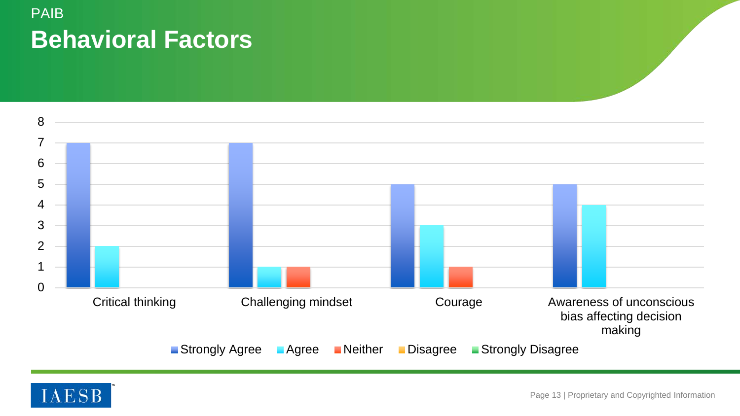PAIB

# Behavioral Factors

| | Strongly Agree | Agree | Neither | Disagree | Strongly Disagree |
|---|---|---|---|---|---|
| Critical thinking | 7 | 2 | | | |
| Challenging mindset | 7 | 1 | 1 | | |
| Courage | 5 | 3 | 1 | | |
| Awareness of unconscious bias affecting decision making | 5 | 4 | | | |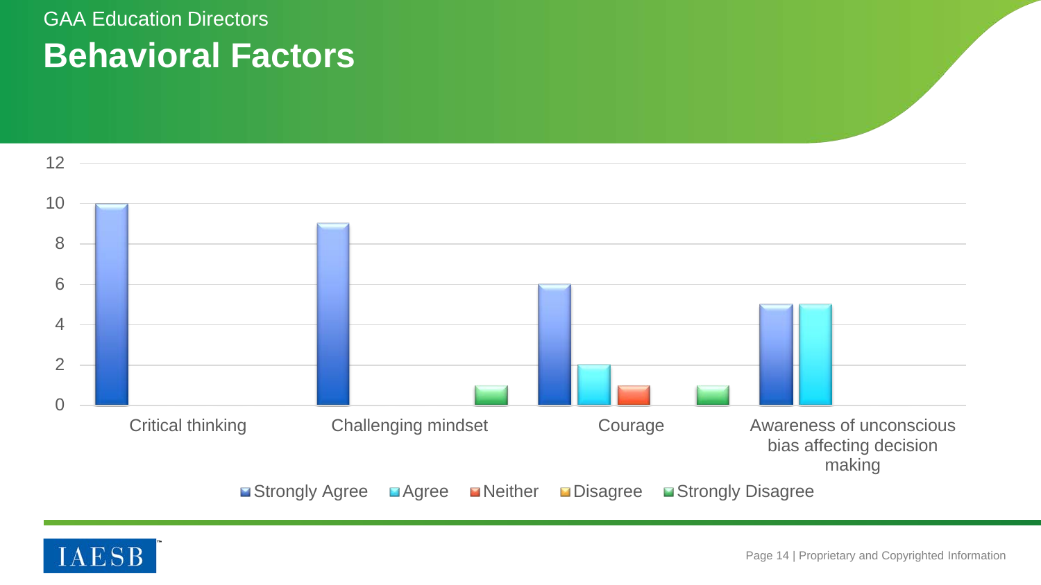GAA Education Directors

# Behavioral Factors

| | Strongly Agree | Agree | Neither | Disagree | Strongly Disagree |
|---|---|---|---|---|---|
| Critical thinking | 10 | | | | |
| Challenging mindset | 9 | | | | 1 |
| Courage | 6 | 2 | 1 | | 1 |
| Awareness of unconscious bias affecting decision making | 5 | 5 | | | |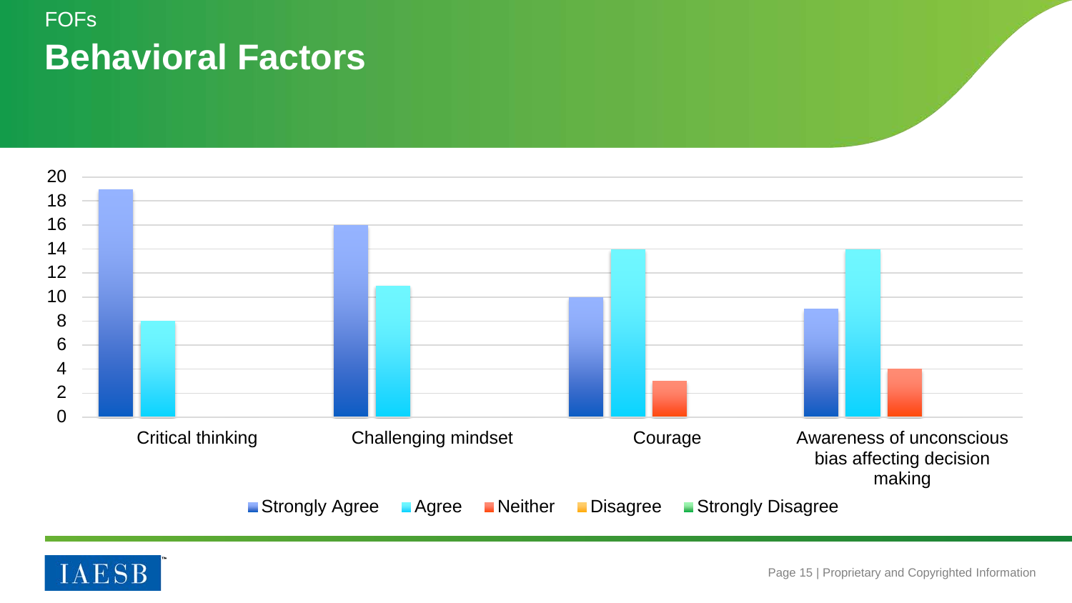FOFs

# Behavioral Factors

| | Strongly Agree | Agree | Neither | Disagree | Strongly Disagree |
|---|---|---|---|---|---|
| Critical thinking | 19 | 8 | | | |
| Challenging mindset | 16 | 11 | | | |
| Courage | 10 | 14 | 3 | | |
| Awareness of unconscious bias affecting decision making | 9 | 14 | 4 | | |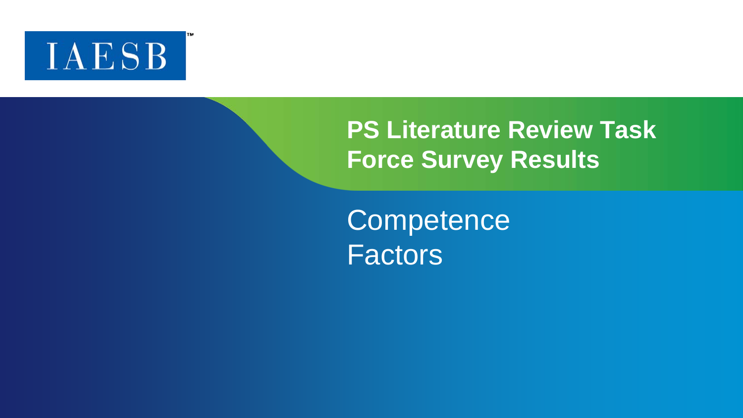IAESB™

# PS Literature Review Task Force Survey Results

## Competence Factors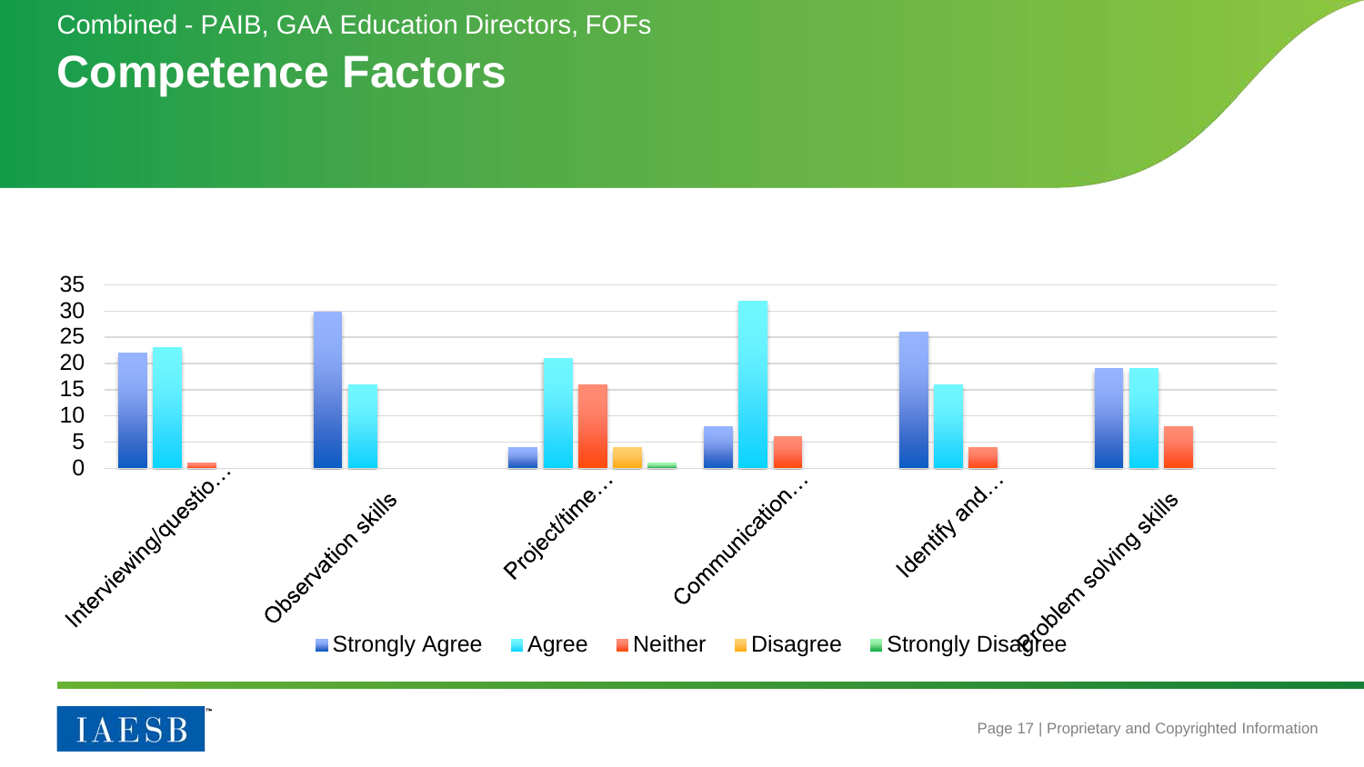Combined - PAIB, GAA Education Directors, FOFs

# Competence Factors

| | Strongly Agree | Agree | Neither | Disagree | Strongly Disagree |
|---|---|---|---|---|---|
| Interviewing/questio… | 22 | 23 | 1 | | |
| Observation skills | 30 | 16 | | | |
| Project/time… | 4 | 21 | 16 | 4 | 1 |
| Communication… | 8 | 32 | 6 | | |
| Identify and… | 26 | 16 | 4 | | |
| Problem solving skills | 19 | 19 | 8 | | |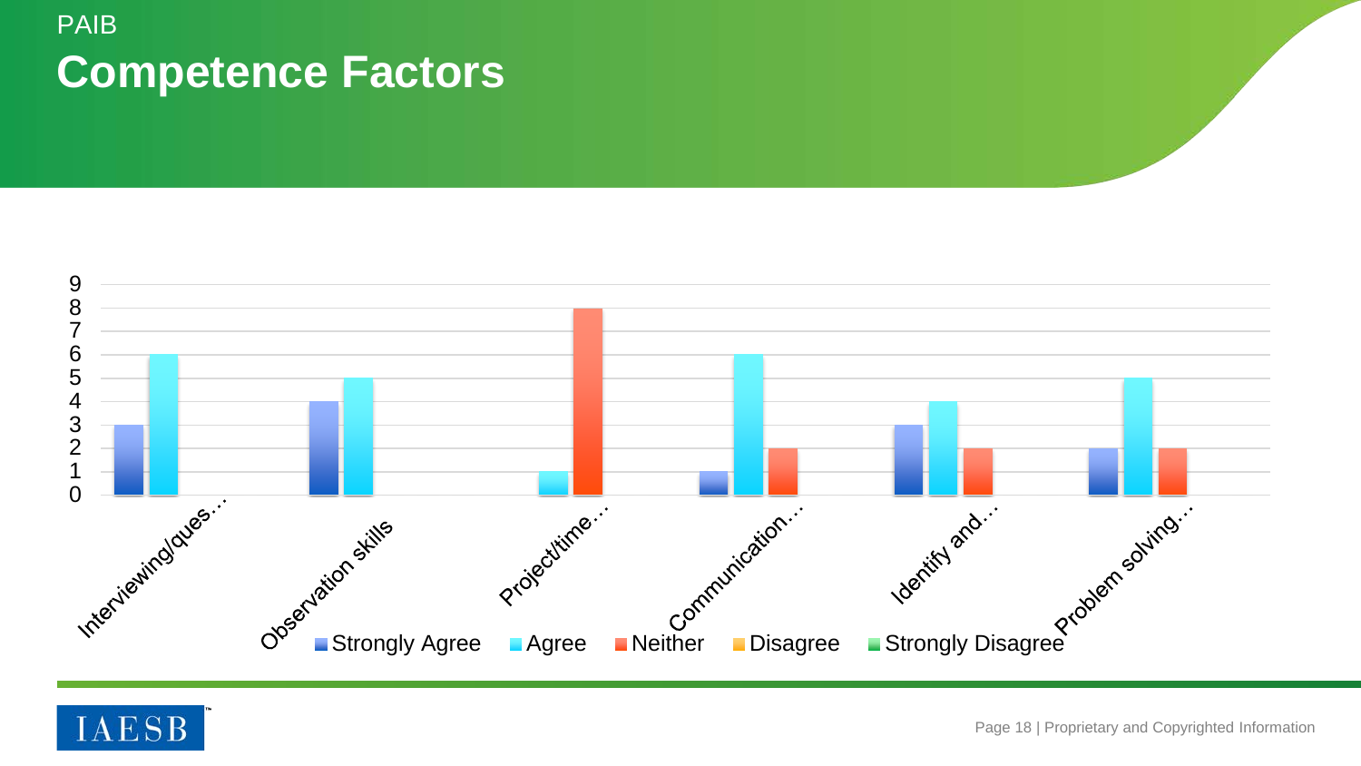PAIB

# Competence Factors

| | Strongly Agree | Agree | Neither | Disagree | Strongly Disagree |
|---|---|---|---|---|---|
| Interviewing/ques… | 3 | 6 | | | |
| Observation skills | 4 | 5 | | | |
| Project/time… | | 1 | 8 | | |
| Communication… | 1 | 6 | 2 | | |
| Identify and… | 3 | 4 | 2 | | |
| Problem solving… | 2 | 5 | 2 | | |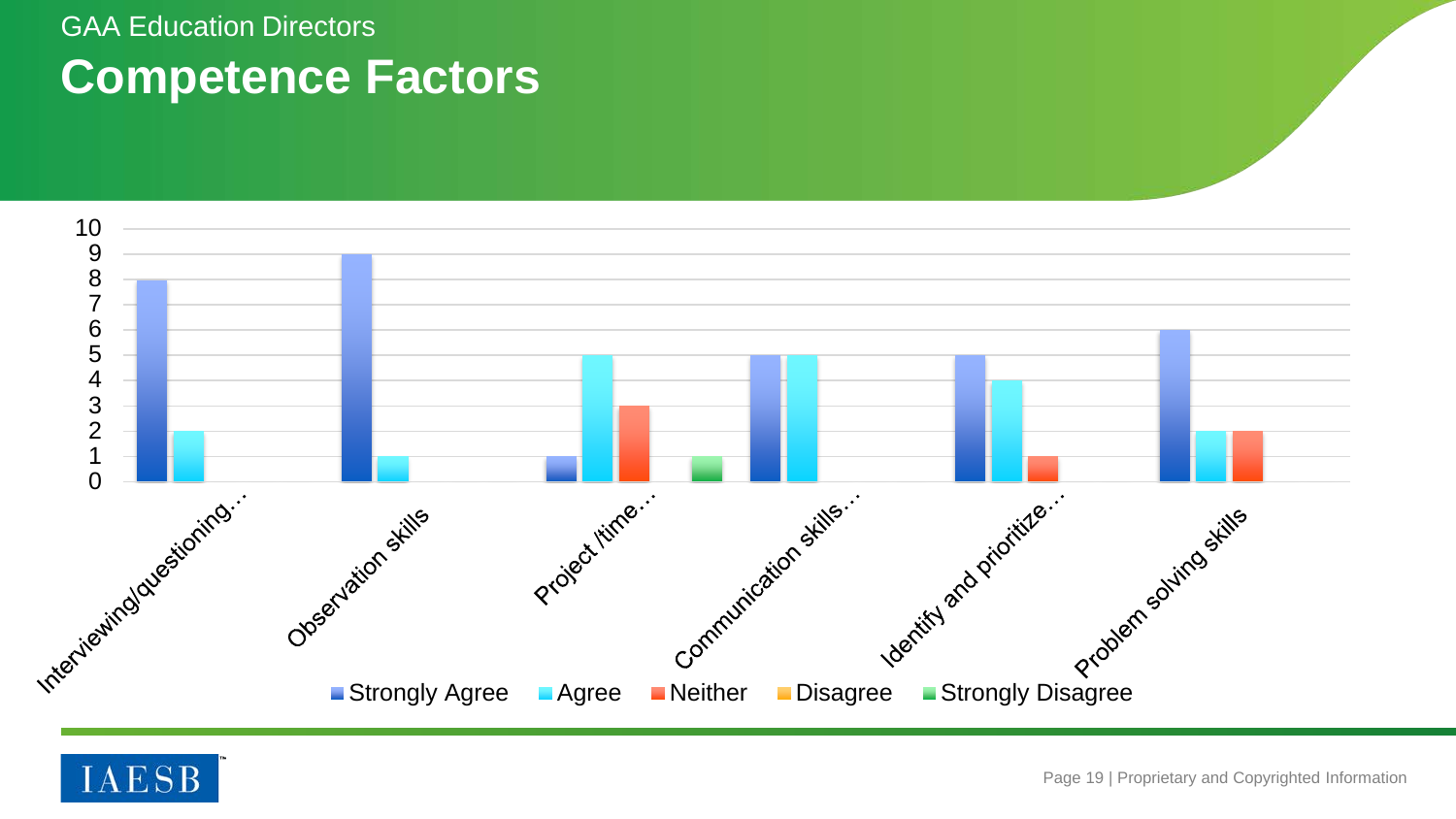GAA Education Directors

# Competence Factors

| | Strongly Agree | Agree | Neither | Disagree | Strongly Disagree |
|---|---|---|---|---|---|
| Interviewing/questioning… | 8 | 2 | | | |
| Observation skills | 9 | 1 | | | |
| Project /time… | 1 | 5 | 3 | | 1 |
| Communication skills… | 5 | 5 | | | |
| Identify and prioritize… | 5 | 4 | 1 | | |
| Problem solving skills | 6 | 2 | 2 | | |

IAESB

Proprietary and Copyrighted Information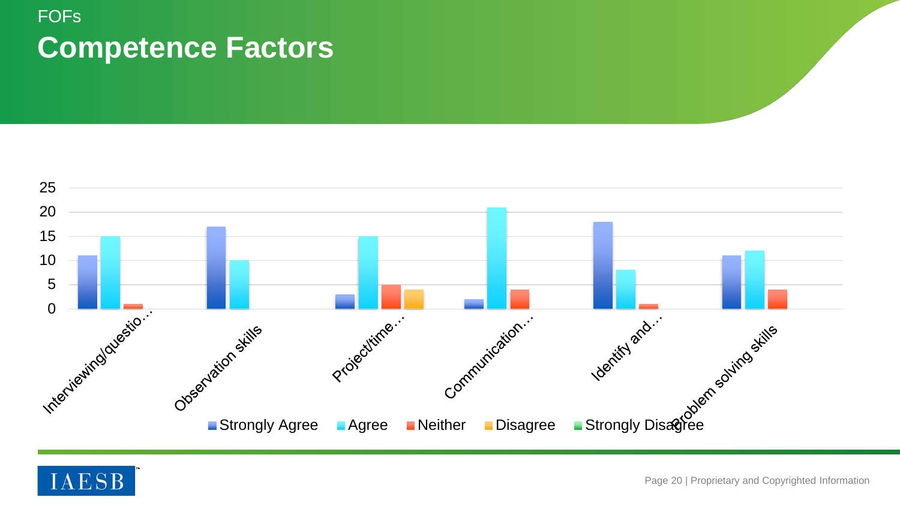FOFs

# Competence Factors

| | Strongly Agree | Agree | Neither | Disagree | Strongly Disagree |
|---|---|---|---|---|---|
| Interviewing/questio… | 11 | 15 | 1 | | |
| Observation skills | 17 | 10 | | | |
| Project/time… | 3 | 15 | 5 | 4 | |
| Communication… | 2 | 21 | 4 | | |
| Identify and… | 18 | 8 | 1 | | |
| Problem solving skills | 11 | 12 | 4 | | |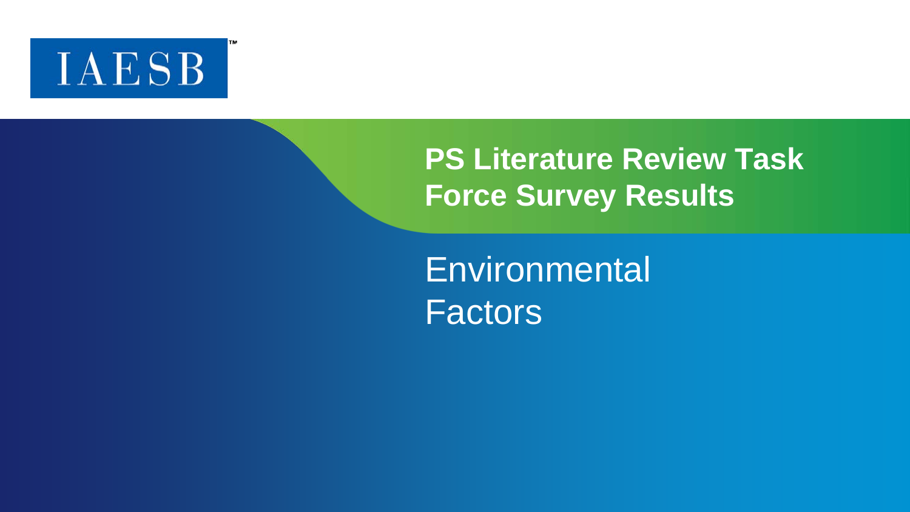IAESB

# PS Literature Review Task Force Survey Results

## Environmental Factors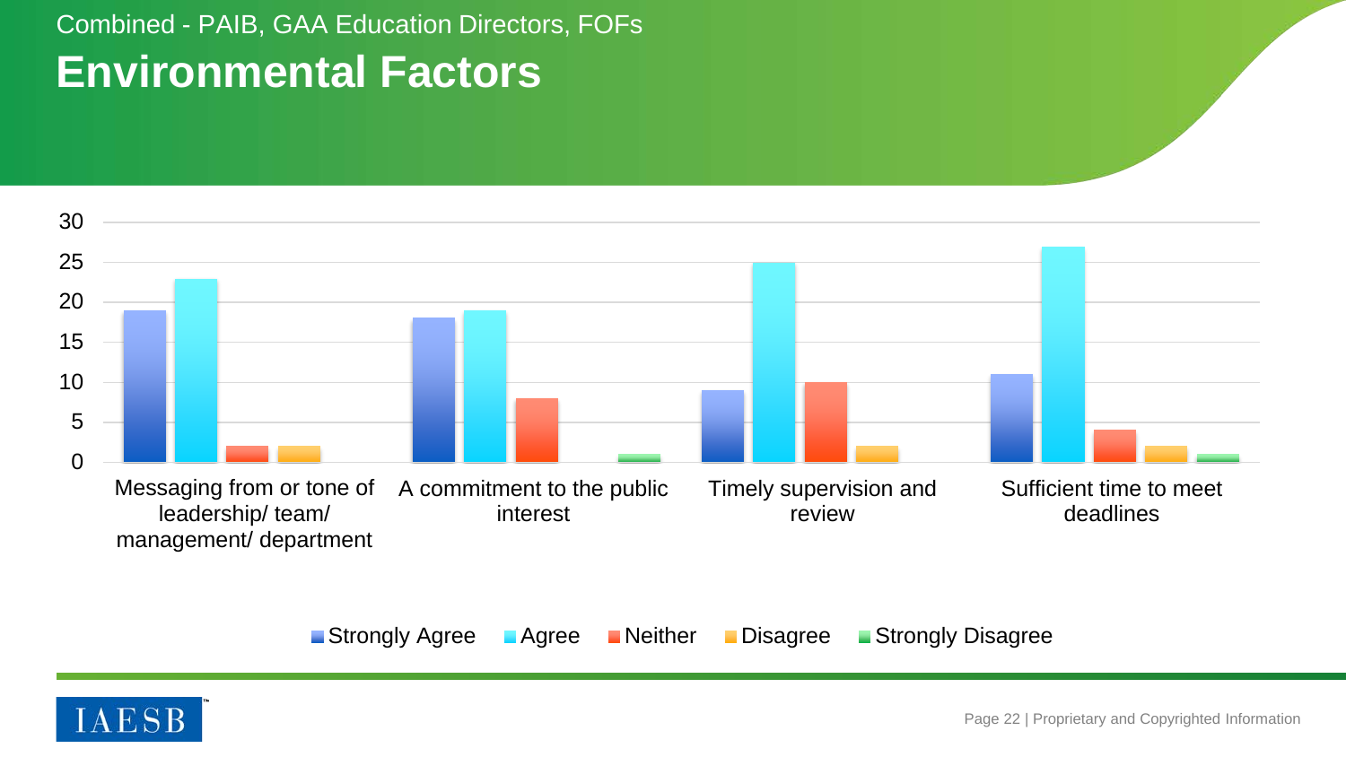Combined - PAIB, GAA Education Directors, FOFs

# Environmental Factors

| | Strongly Agree | Agree | Neither | Disagree | Strongly Disagree |
|---|---|---|---|---|---|
| Messaging from or tone of leadership/ team/ management/ department | 19 | 23 | 2 | 2 | 0 |
| A commitment to the public interest | 18 | 19 | 8 | 0 | 1 |
| Timely supervision and review | 9 | 25 | 10 | 2 | 0 |
| Sufficient time to meet deadlines | 11 | 27 | 4 | 2 | 1 |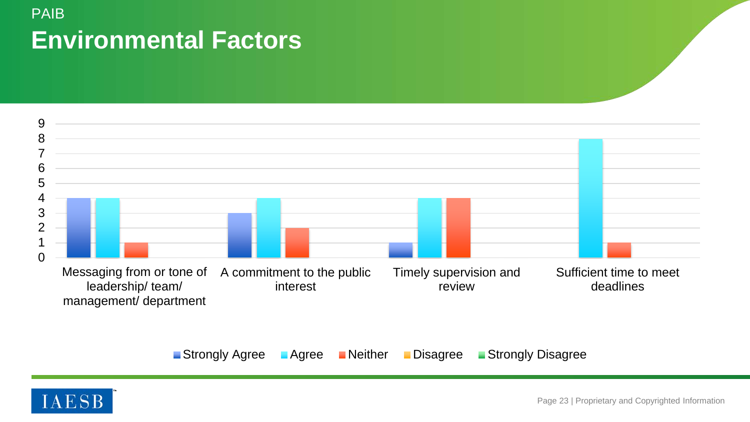PAIB

# Environmental Factors

| | Strongly Agree | Agree | Neither | Disagree | Strongly Disagree |
|---|---|---|---|---|---|
| Messaging from or tone of leadership/ team/ management/ department | 4 | 4 | 1 | | |
| A commitment to the public interest | 3 | 4 | 2 | | |
| Timely supervision and review | 1 | 4 | 4 | | |
| Sufficient time to meet deadlines | | 8 | 1 | | |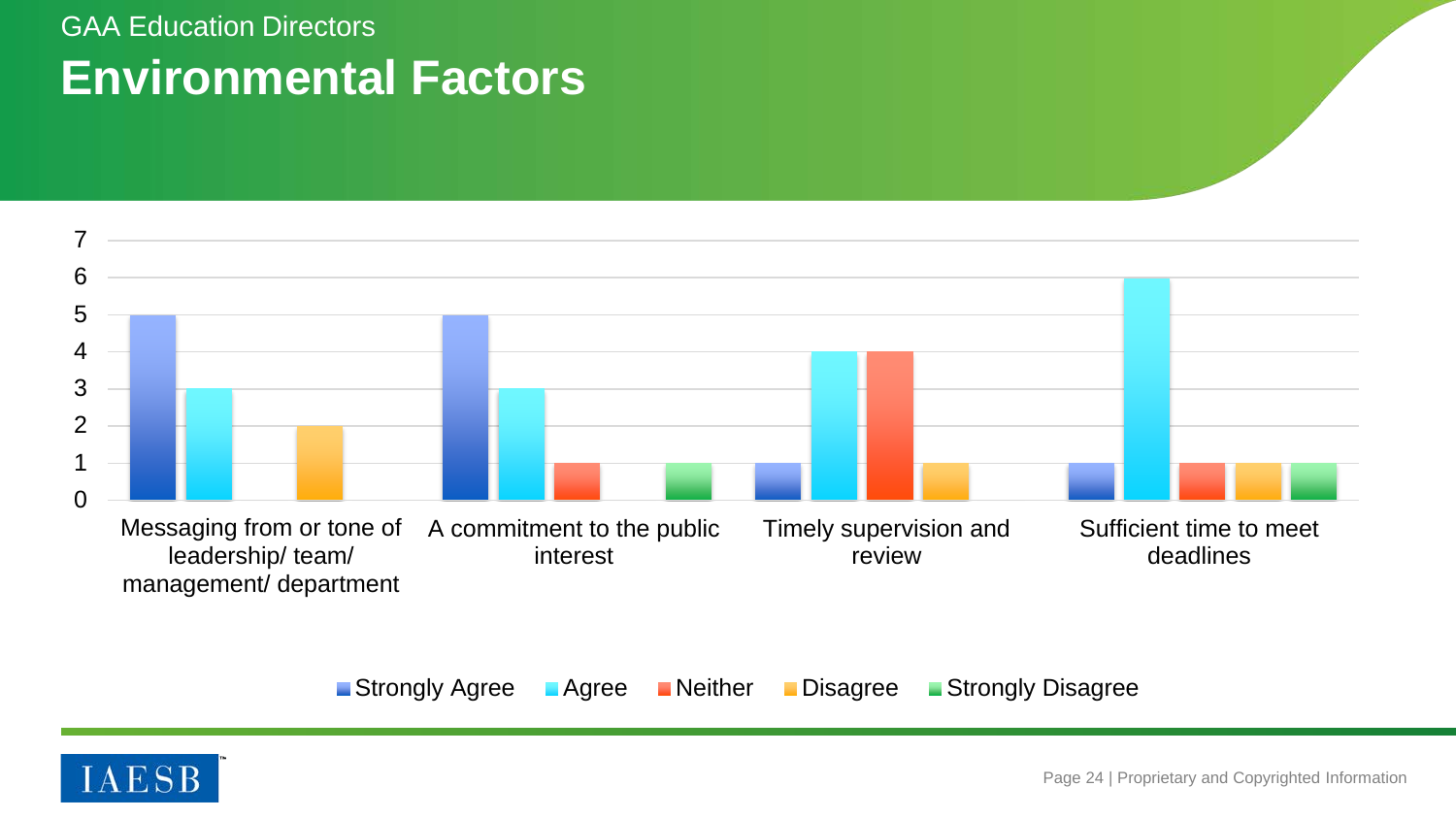GAA Education Directors

# Environmental Factors

| | Strongly Agree | Agree | Neither | Disagree | Strongly Disagree |
|---|---|---|---|---|---|
| Messaging from or tone of leadership/ team/ management/ department | 5 | 3 | 0 | 2 | 0 |
| A commitment to the public interest | 5 | 3 | 1 | 0 | 1 |
| Timely supervision and review | 1 | 4 | 4 | 1 | 0 |
| Sufficient time to meet deadlines | 1 | 6 | 1 | 1 | 1 |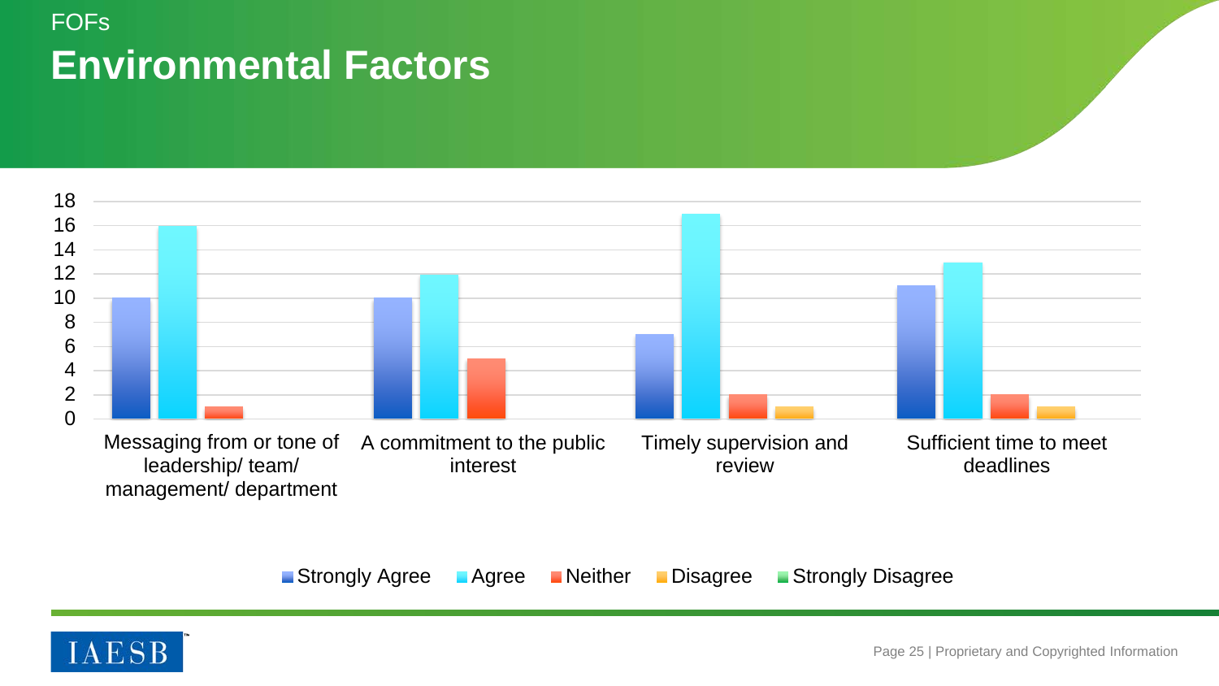FOFs

# Environmental Factors

| | Strongly Agree | Agree | Neither | Disagree | Strongly Disagree |
|---|---|---|---|---|---|
| Messaging from or tone of leadership/ team/ management/ department | 10 | 16 | 1 | | |
| A commitment to the public interest | 10 | 12 | 5 | | |
| Timely supervision and review | 7 | 17 | 2 | 1 | |
| Sufficient time to meet deadlines | 11 | 13 | 2 | 1 | |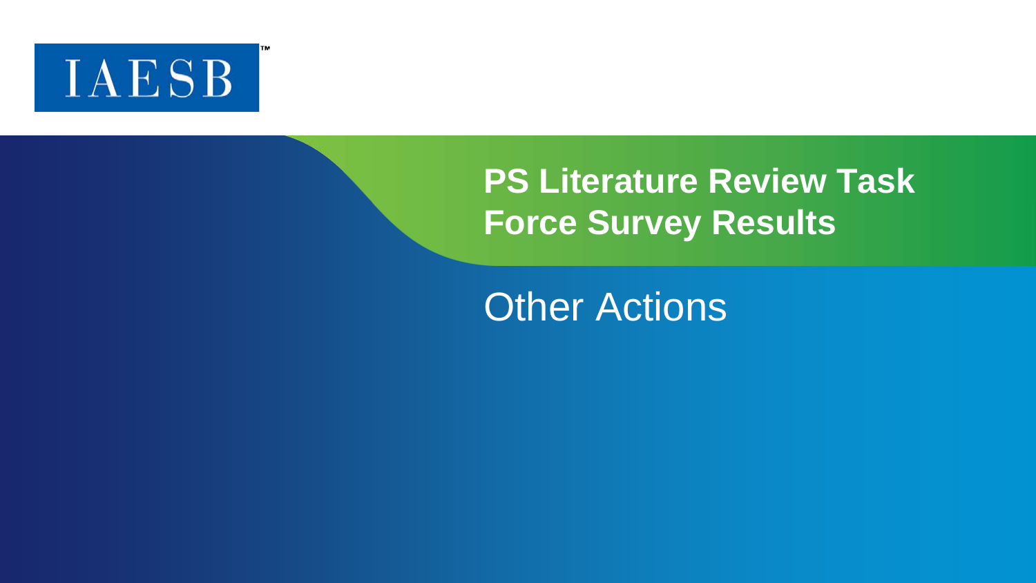# PS Literature Review Task Force Survey Results

## Other Actions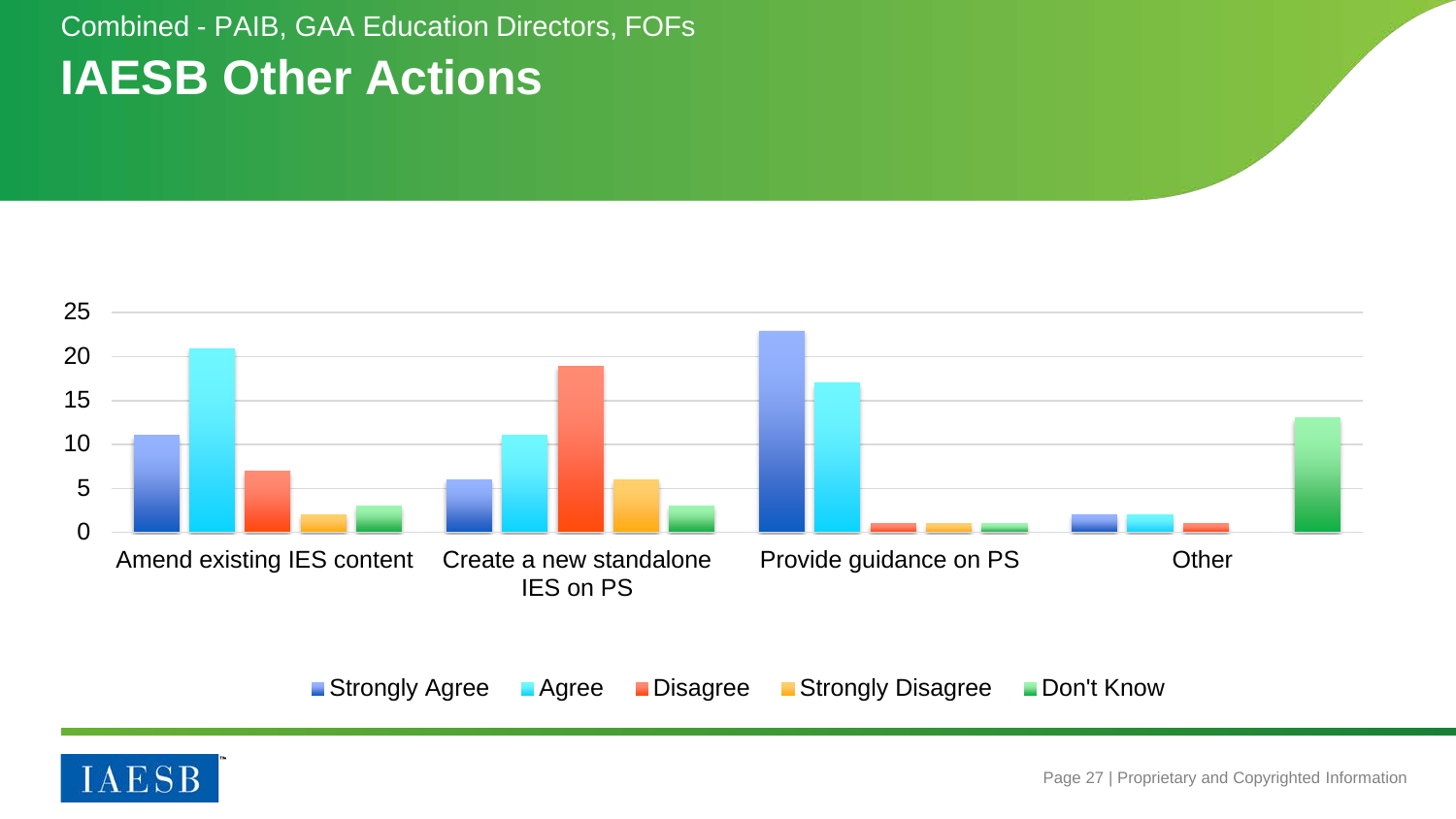Combined - PAIB, GAA Education Directors, FOFs

# IAESB Other Actions

| | Strongly Agree | Agree | Disagree | Strongly Disagree | Don't Know |
|---|---|---|---|---|---|
| Amend existing IES content | 11 | 21 | 7 | 2 | 3 |
| Create a new standalone IES on PS | 6 | 11 | 19 | 6 | 3 |
| Provide guidance on PS | 23 | 17 | 1 | 1 | 1 |
| Other | 2 | 2 | 1 | 0 | 13 |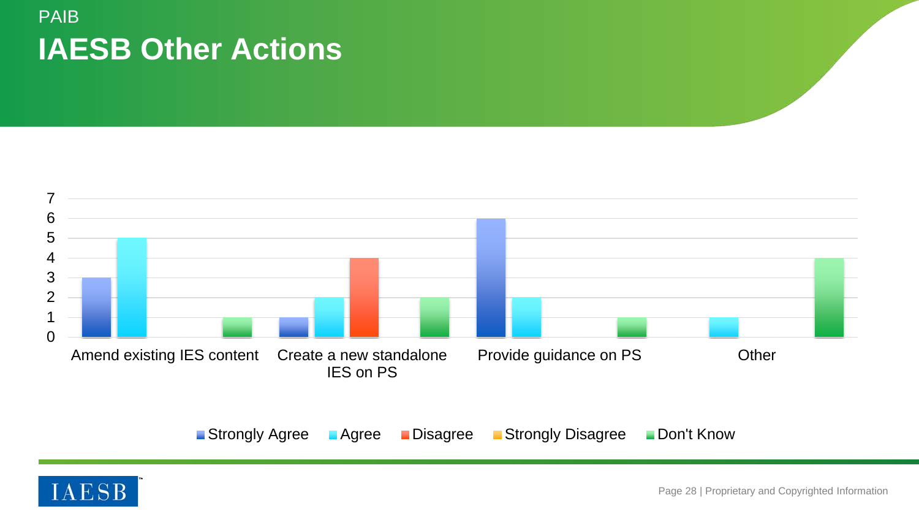PAIB

# IAESB Other Actions

| | Strongly Agree | Agree | Disagree | Strongly Disagree | Don't Know |
|---|---|---|---|---|---|
| Amend existing IES content | 3 | 5 | | | 1 |
| Create a new standalone IES on PS | 1 | 2 | 4 | | 2 |
| Provide guidance on PS | 6 | 2 | | | 1 |
| Other | | 1 | | | 4 |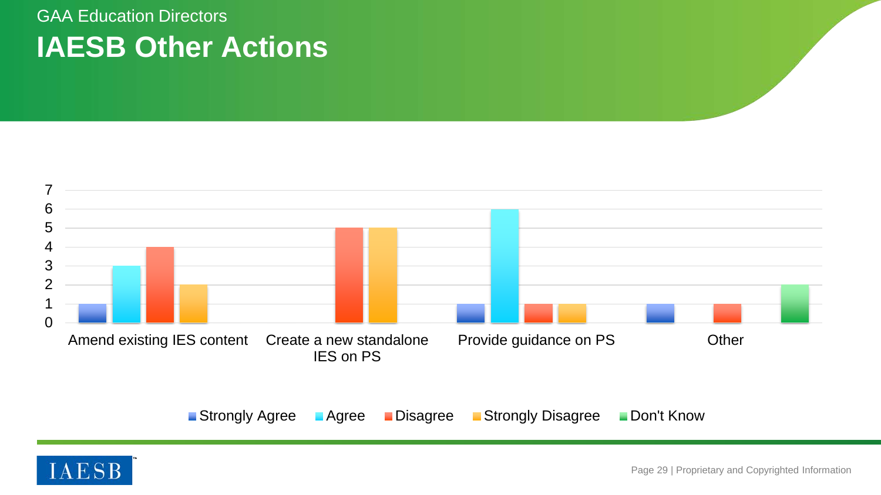GAA Education Directors

# IAESB Other Actions

| | Strongly Agree | Agree | Disagree | Strongly Disagree | Don't Know |
|---|---|---|---|---|---|
| Amend existing IES content | 1 | 3 | 4 | 2 | 0 |
| Create a new standalone IES on PS | 0 | 0 | 5 | 5 | 0 |
| Provide guidance on PS | 1 | 6 | 1 | 1 | 0 |
| Other | 1 | 0 | 1 | 0 | 2 |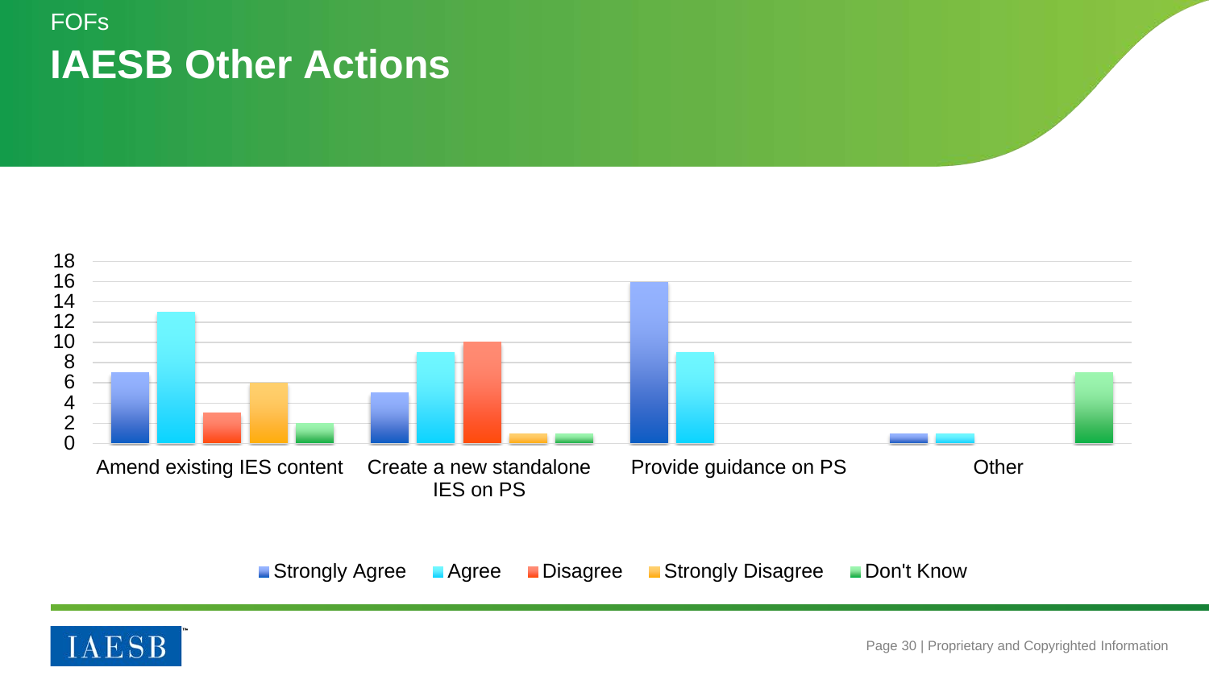FOFs

# IAESB Other Actions

| | Strongly Agree | Agree | Disagree | Strongly Disagree | Don't Know |
|---|---|---|---|---|---|
| Amend existing IES content | 7 | 13 | 3 | 6 | 2 |
| Create a new standalone IES on PS | 5 | 9 | 10 | 1 | 1 |
| Provide guidance on PS | 16 | 9 | | | |
| Other | 1 | 1 | | | 7 |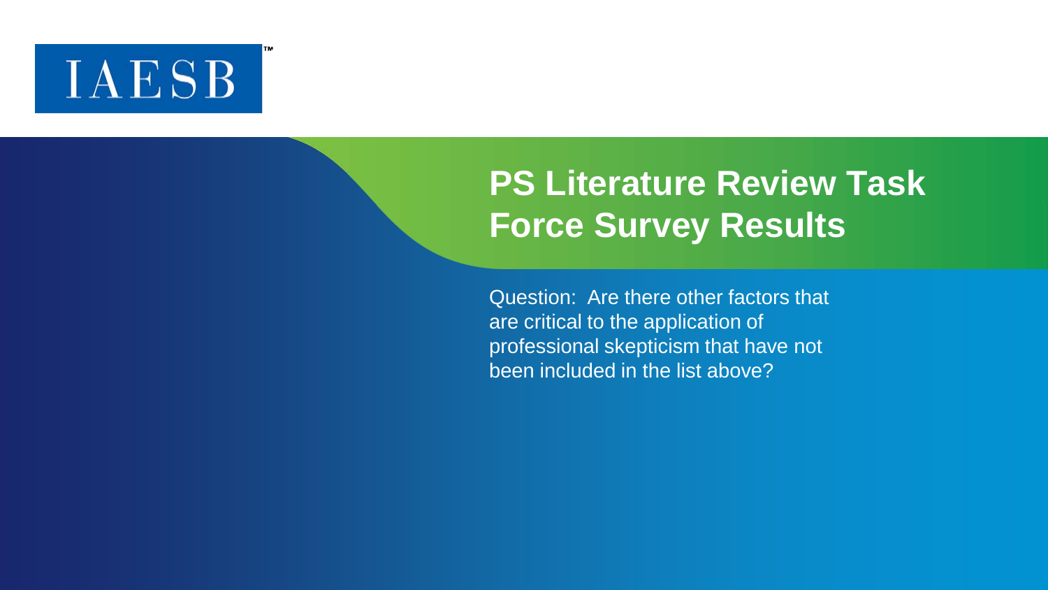IAESB™

# PS Literature Review Task Force Survey Results

Question: Are there other factors that are critical to the application of professional skepticism that have not been included in the list above?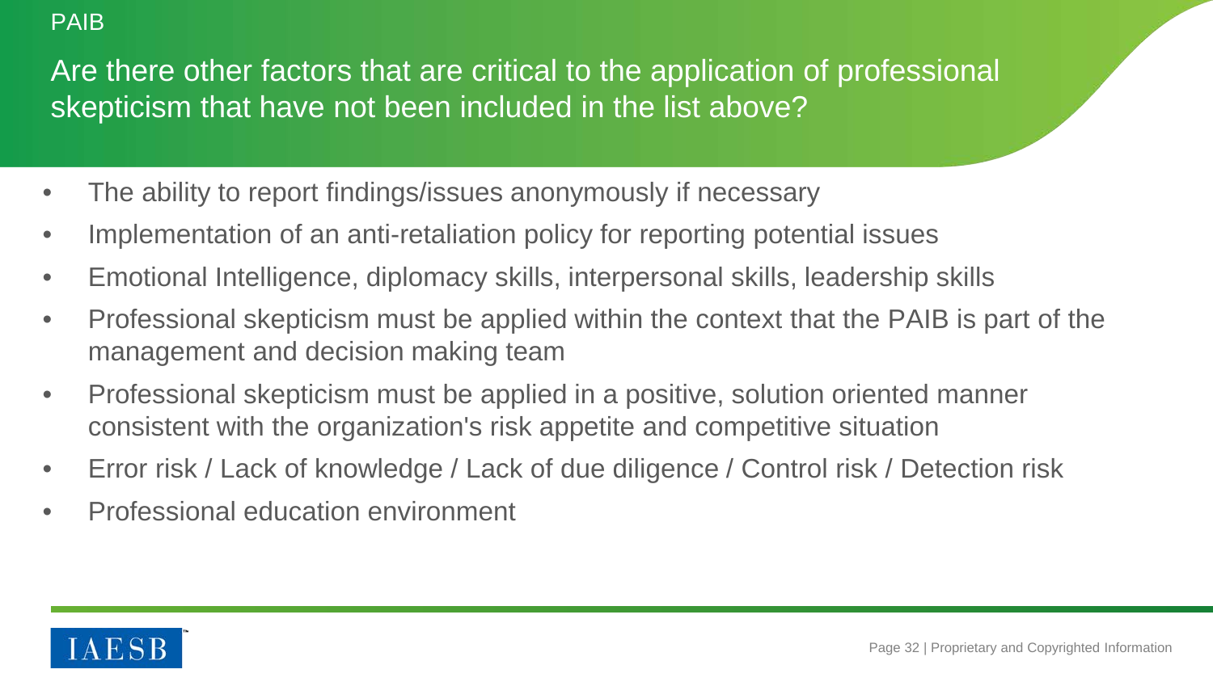PAIB

## Are there other factors that are critical to the application of professional skepticism that have not been included in the list above?

- The ability to report findings/issues anonymously if necessary
- Implementation of an anti-retaliation policy for reporting potential issues
- Emotional Intelligence, diplomacy skills, interpersonal skills, leadership skills
- Professional skepticism must be applied within the context that the PAIB is part of the management and decision making team
- Professional skepticism must be applied in a positive, solution oriented manner consistent with the organization's risk appetite and competitive situation
- Error risk / Lack of knowledge / Lack of due diligence / Control risk / Detection risk
- Professional education environment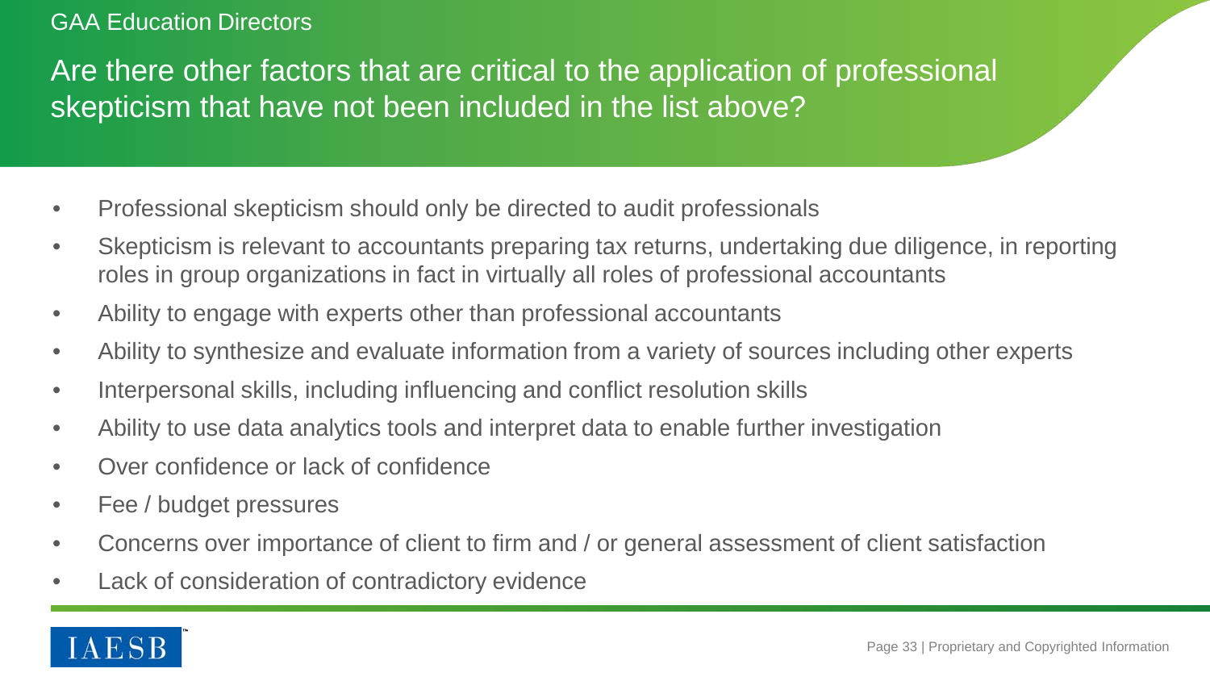GAA Education Directors

## Are there other factors that are critical to the application of professional skepticism that have not been included in the list above?

- Professional skepticism should only be directed to audit professionals
- Skepticism is relevant to accountants preparing tax returns, undertaking due diligence, in reporting roles in group organizations in fact in virtually all roles of professional accountants
- Ability to engage with experts other than professional accountants
- Ability to synthesize and evaluate information from a variety of sources including other experts
- Interpersonal skills, including influencing and conflict resolution skills
- Ability to use data analytics tools and interpret data to enable further investigation
- Over confidence or lack of confidence
- Fee / budget pressures
- Concerns over importance of client to firm and / or general assessment of client satisfaction
- Lack of consideration of contradictory evidence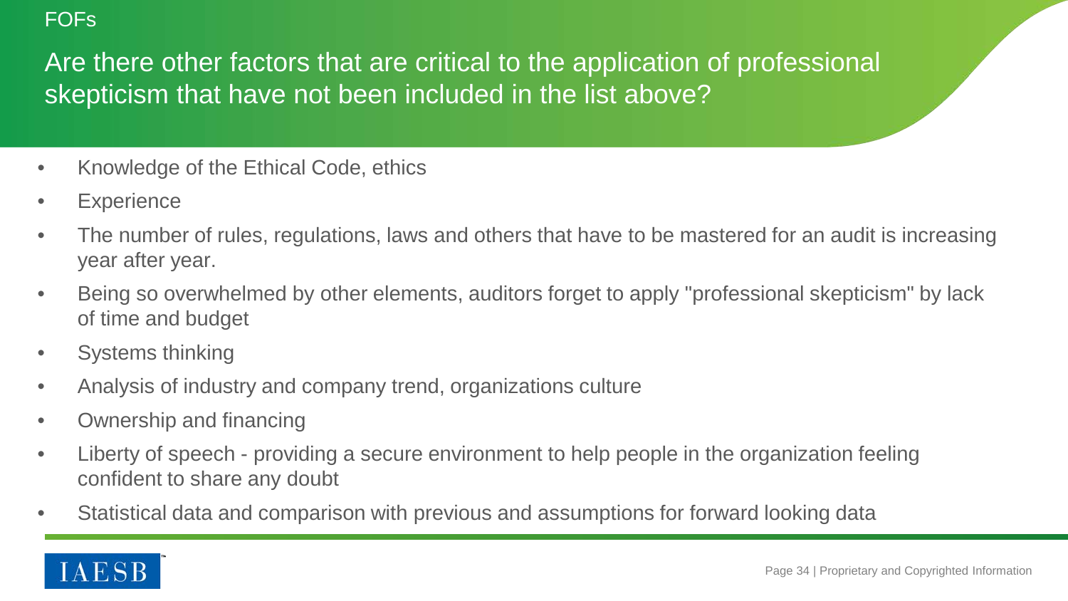FOFs

## Are there other factors that are critical to the application of professional skepticism that have not been included in the list above?

- Knowledge of the Ethical Code, ethics
- Experience
- The number of rules, regulations, laws and others that have to be mastered for an audit is increasing year after year.
- Being so overwhelmed by other elements, auditors forget to apply "professional skepticism" by lack of time and budget
- Systems thinking
- Analysis of industry and company trend, organizations culture
- Ownership and financing
- Liberty of speech - providing a secure environment to help people in the organization feeling confident to share any doubt
- Statistical data and comparison with previous and assumptions for forward looking data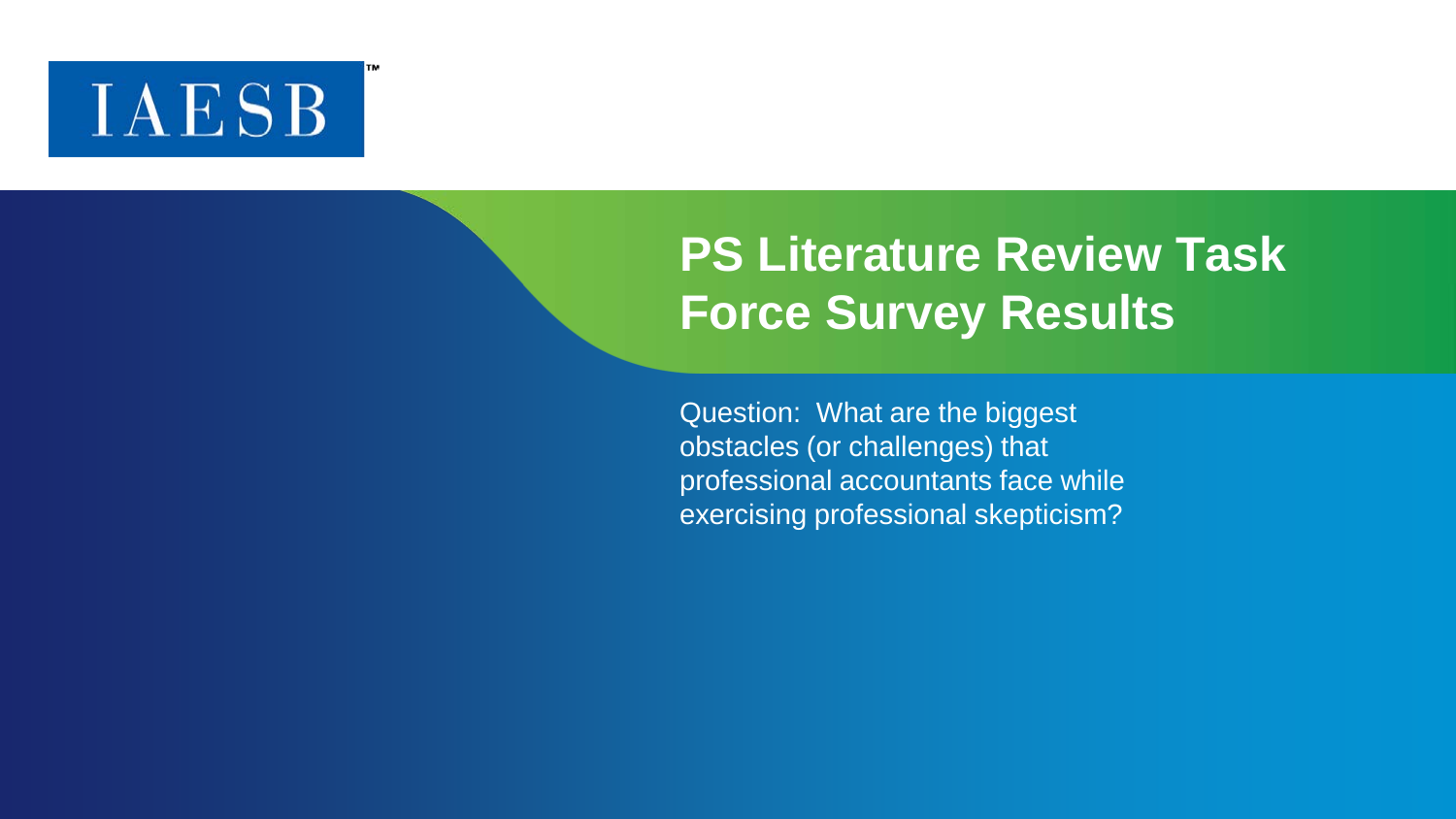IAESB™

# PS Literature Review Task Force Survey Results

Question: What are the biggest obstacles (or challenges) that professional accountants face while exercising professional skepticism?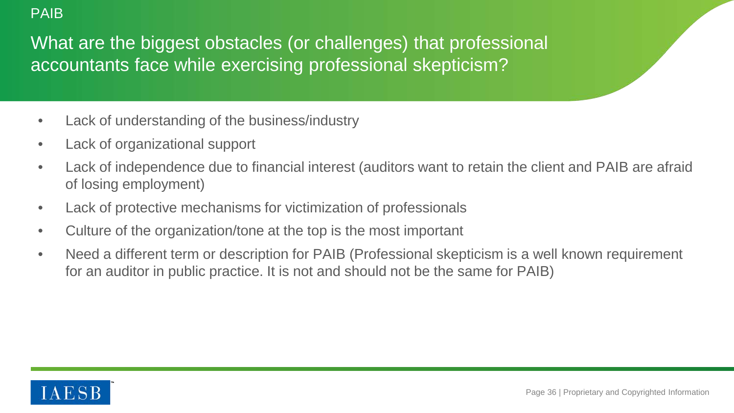PAIB

## What are the biggest obstacles (or challenges) that professional accountants face while exercising professional skepticism?

- Lack of understanding of the business/industry
- Lack of organizational support
- Lack of independence due to financial interest (auditors want to retain the client and PAIB are afraid of losing employment)
- Lack of protective mechanisms for victimization of professionals
- Culture of the organization/tone at the top is the most important
- Need a different term or description for PAIB (Professional skepticism is a well known requirement for an auditor in public practice. It is not and should not be the same for PAIB)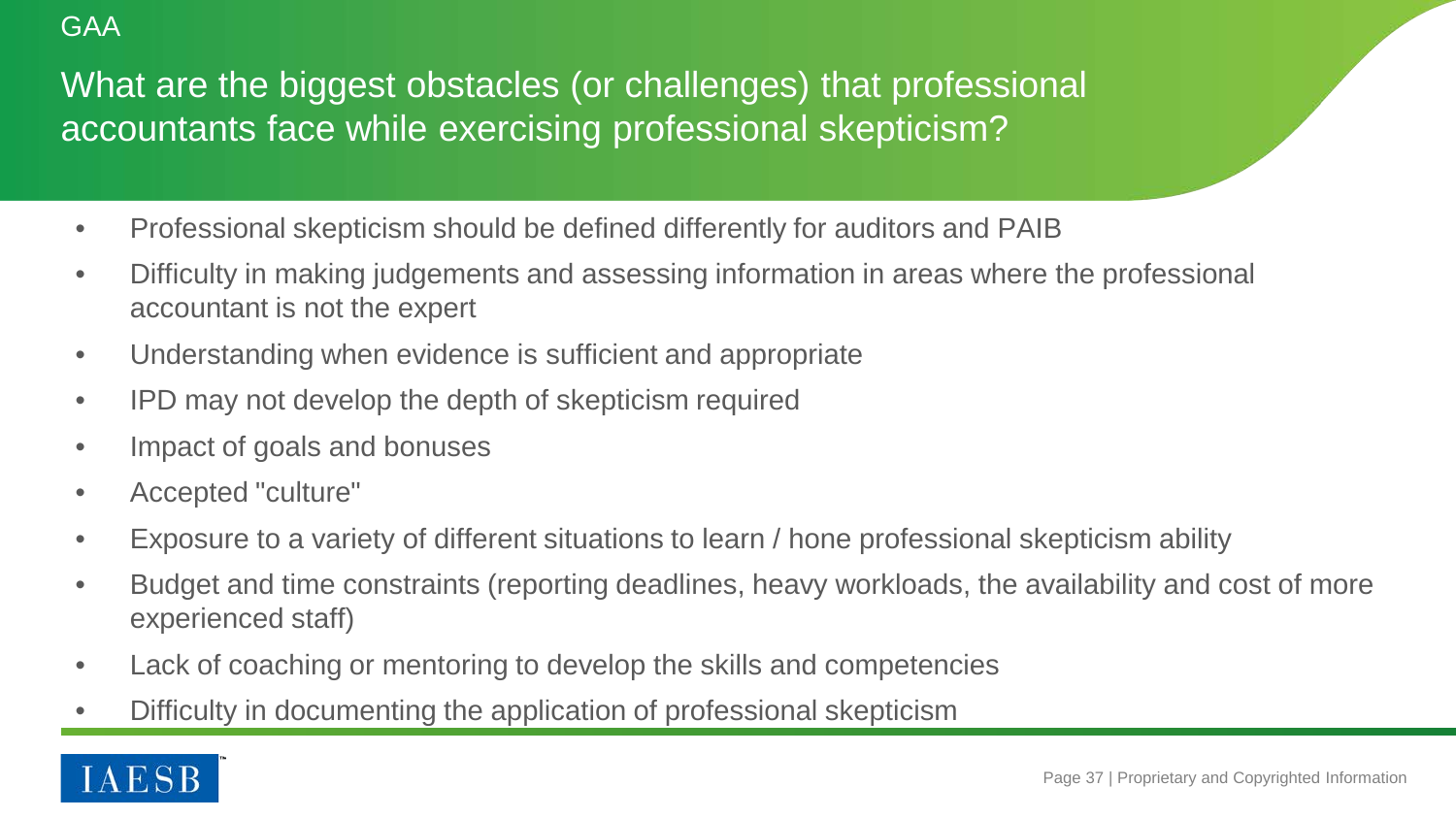GAA

## What are the biggest obstacles (or challenges) that professional accountants face while exercising professional skepticism?

- Professional skepticism should be defined differently for auditors and PAIB
- Difficulty in making judgements and assessing information in areas where the professional accountant is not the expert
- Understanding when evidence is sufficient and appropriate
- IPD may not develop the depth of skepticism required
- Impact of goals and bonuses
- Accepted "culture"
- Exposure to a variety of different situations to learn / hone professional skepticism ability
- Budget and time constraints (reporting deadlines, heavy workloads, the availability and cost of more experienced staff)
- Lack of coaching or mentoring to develop the skills and competencies
- Difficulty in documenting the application of professional skepticism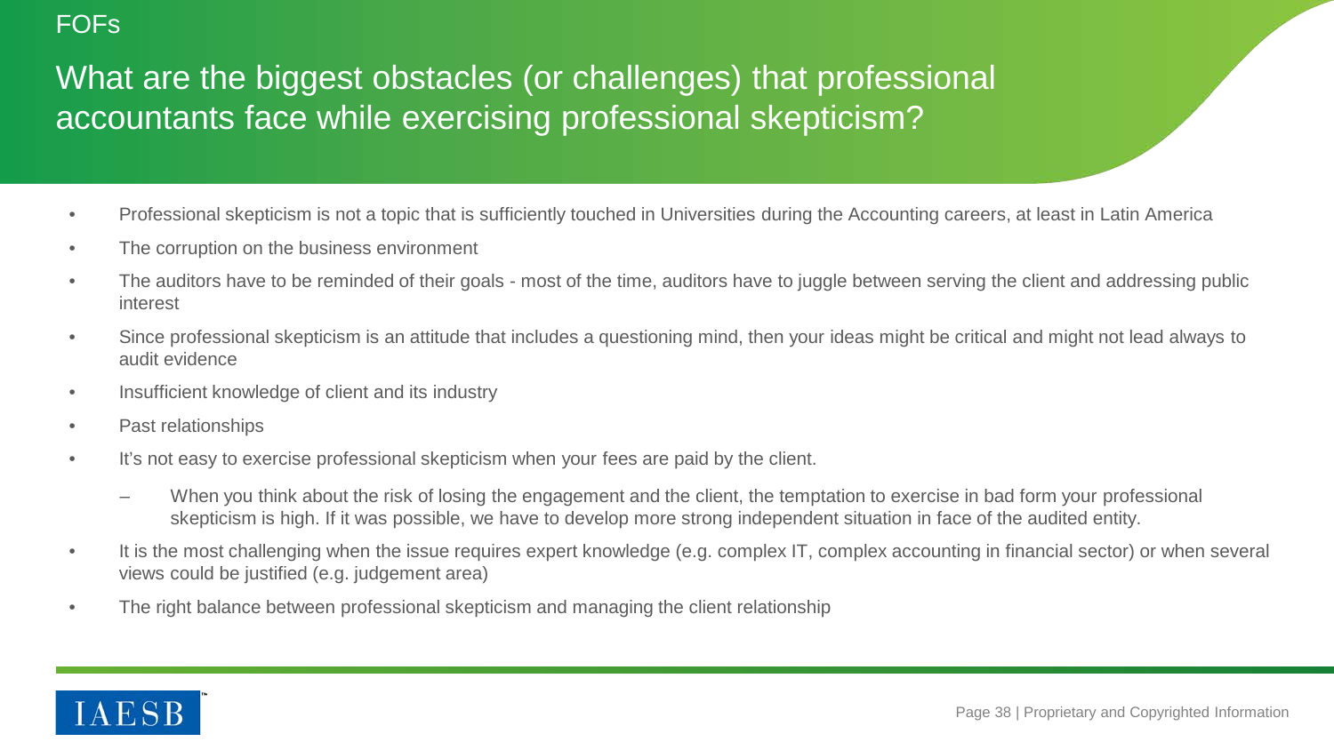FOFs

# What are the biggest obstacles (or challenges) that professional accountants face while exercising professional skepticism?

- Professional skepticism is not a topic that is sufficiently touched in Universities during the Accounting careers, at least in Latin America
- The corruption on the business environment
- The auditors have to be reminded of their goals - most of the time, auditors have to juggle between serving the client and addressing public interest
- Since professional skepticism is an attitude that includes a questioning mind, then your ideas might be critical and might not lead always to audit evidence
- Insufficient knowledge of client and its industry
- Past relationships
- It's not easy to exercise professional skepticism when your fees are paid by the client.
  - When you think about the risk of losing the engagement and the client, the temptation to exercise in bad form your professional skepticism is high. If it was possible, we have to develop more strong independent situation in face of the audited entity.
- It is the most challenging when the issue requires expert knowledge (e.g. complex IT, complex accounting in financial sector) or when several views could be justified (e.g. judgement area)
- The right balance between professional skepticism and managing the client relationship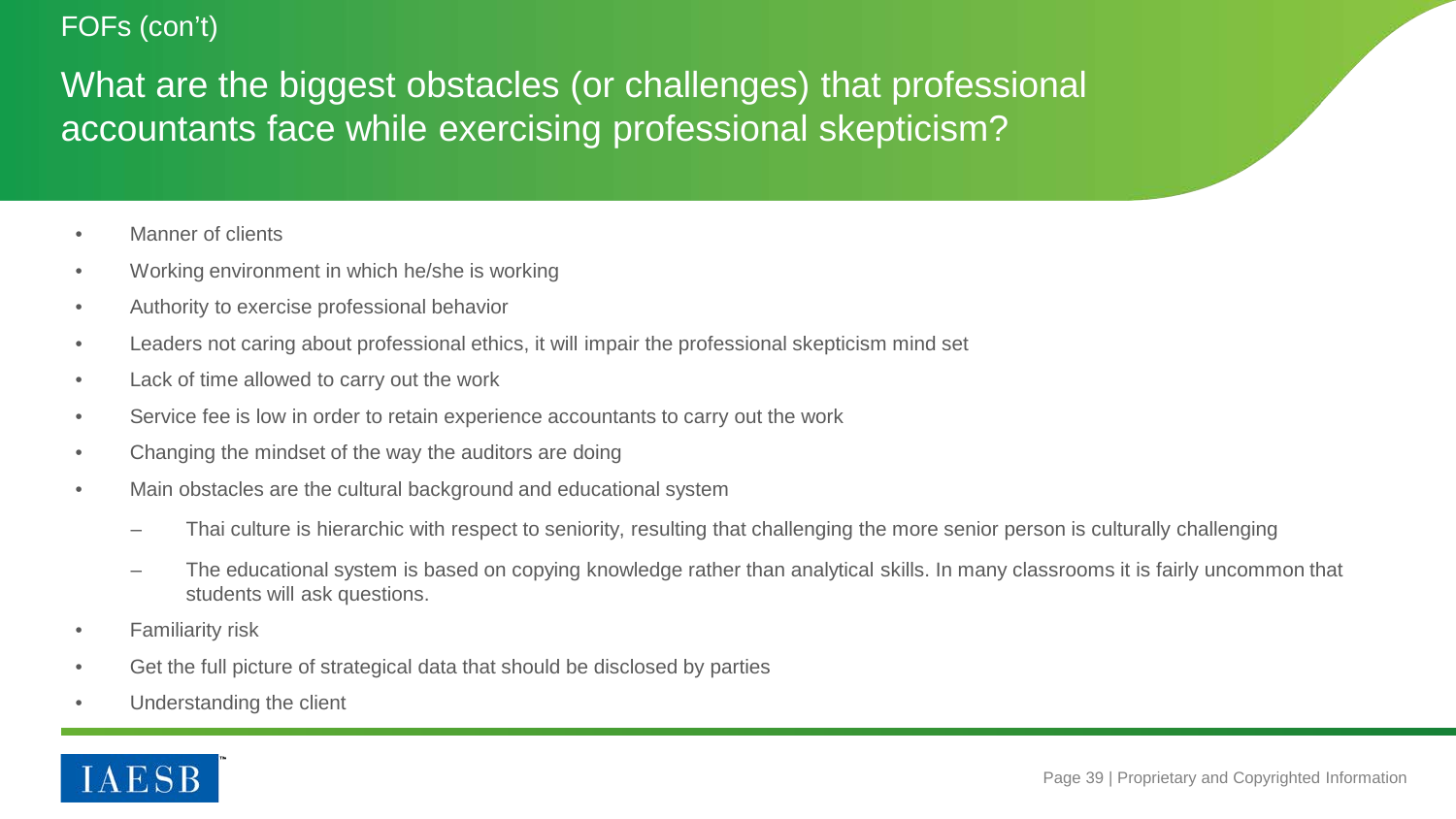FOFs (con't)

# What are the biggest obstacles (or challenges) that professional accountants face while exercising professional skepticism?

- Manner of clients
- Working environment in which he/she is working
- Authority to exercise professional behavior
- Leaders not caring about professional ethics, it will impair the professional skepticism mind set
- Lack of time allowed to carry out the work
- Service fee is low in order to retain experience accountants to carry out the work
- Changing the mindset of the way the auditors are doing
- Main obstacles are the cultural background and educational system
  - Thai culture is hierarchic with respect to seniority, resulting that challenging the more senior person is culturally challenging
  - The educational system is based on copying knowledge rather than analytical skills. In many classrooms it is fairly uncommon that students will ask questions.
- Familiarity risk
- Get the full picture of strategical data that should be disclosed by parties
- Understanding the client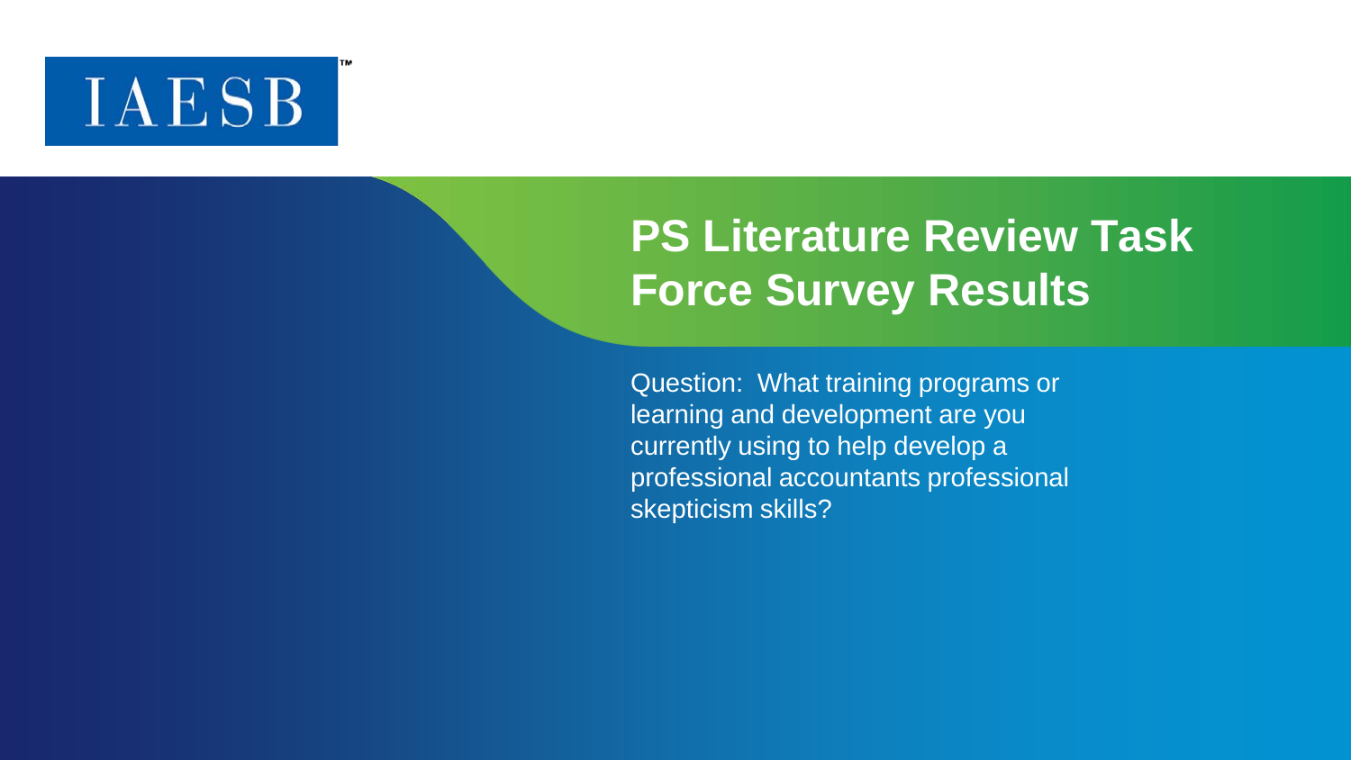IAESB

# PS Literature Review Task Force Survey Results

Question: What training programs or learning and development are you currently using to help develop a professional accountants professional skepticism skills?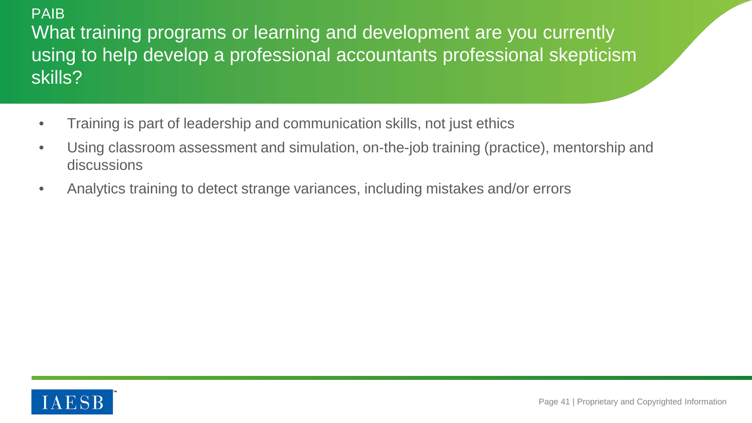PAIB

## What training programs or learning and development are you currently using to help develop a professional accountants professional skepticism skills?

- Training is part of leadership and communication skills, not just ethics
- Using classroom assessment and simulation, on-the-job training (practice), mentorship and discussions
- Analytics training to detect strange variances, including mistakes and/or errors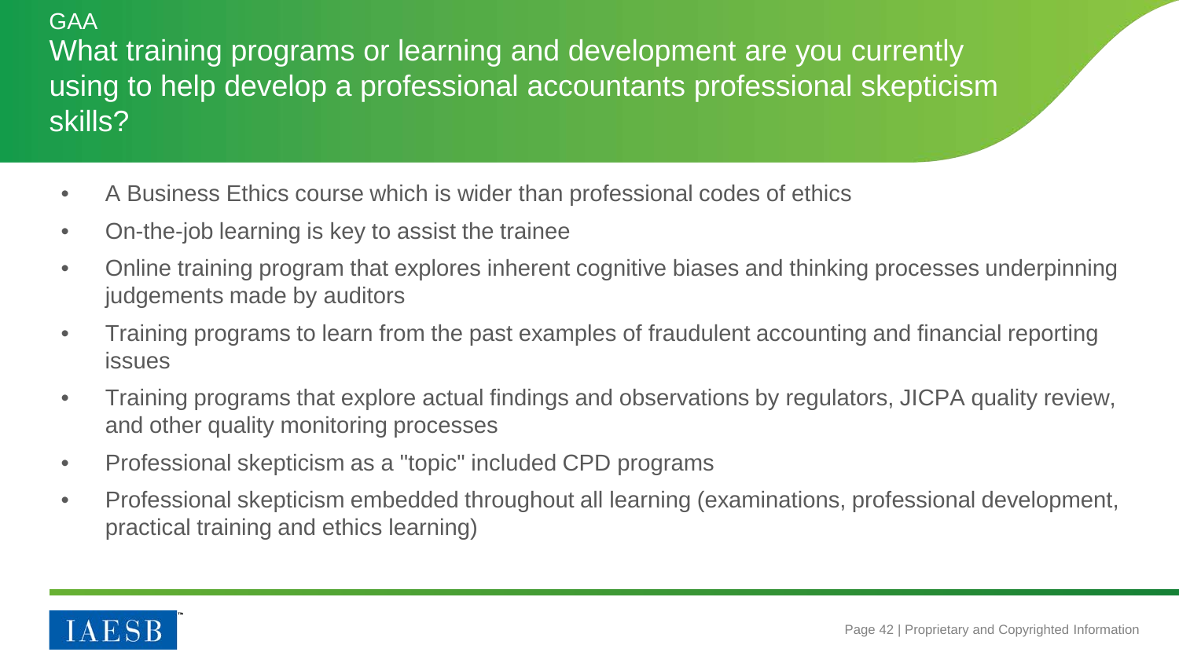GAA

# What training programs or learning and development are you currently using to help develop a professional accountants professional skepticism skills?

- A Business Ethics course which is wider than professional codes of ethics
- On-the-job learning is key to assist the trainee
- Online training program that explores inherent cognitive biases and thinking processes underpinning judgements made by auditors
- Training programs to learn from the past examples of fraudulent accounting and financial reporting issues
- Training programs that explore actual findings and observations by regulators, JICPA quality review, and other quality monitoring processes
- Professional skepticism as a "topic" included CPD programs
- Professional skepticism embedded throughout all learning (examinations, professional development, practical training and ethics learning)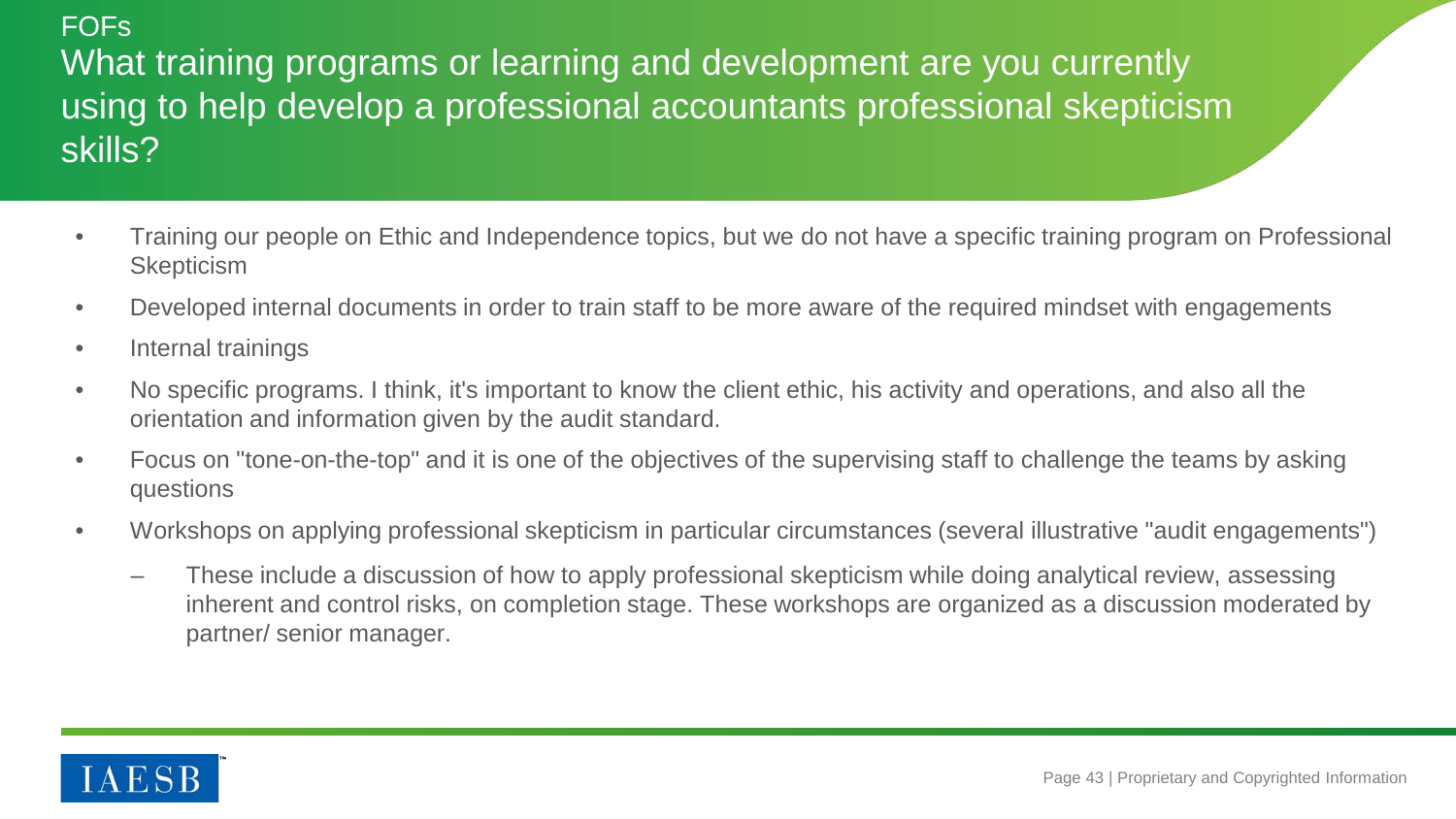FOFs

# What training programs or learning and development are you currently using to help develop a professional accountants professional skepticism skills?

- Training our people on Ethic and Independence topics, but we do not have a specific training program on Professional Skepticism
- Developed internal documents in order to train staff to be more aware of the required mindset with engagements
- Internal trainings
- No specific programs. I think, it's important to know the client ethic, his activity and operations, and also all the orientation and information given by the audit standard.
- Focus on "tone-on-the-top" and it is one of the objectives of the supervising staff to challenge the teams by asking questions
- Workshops on applying professional skepticism in particular circumstances (several illustrative "audit engagements")
  - These include a discussion of how to apply professional skepticism while doing analytical review, assessing inherent and control risks, on completion stage. These workshops are organized as a discussion moderated by partner/ senior manager.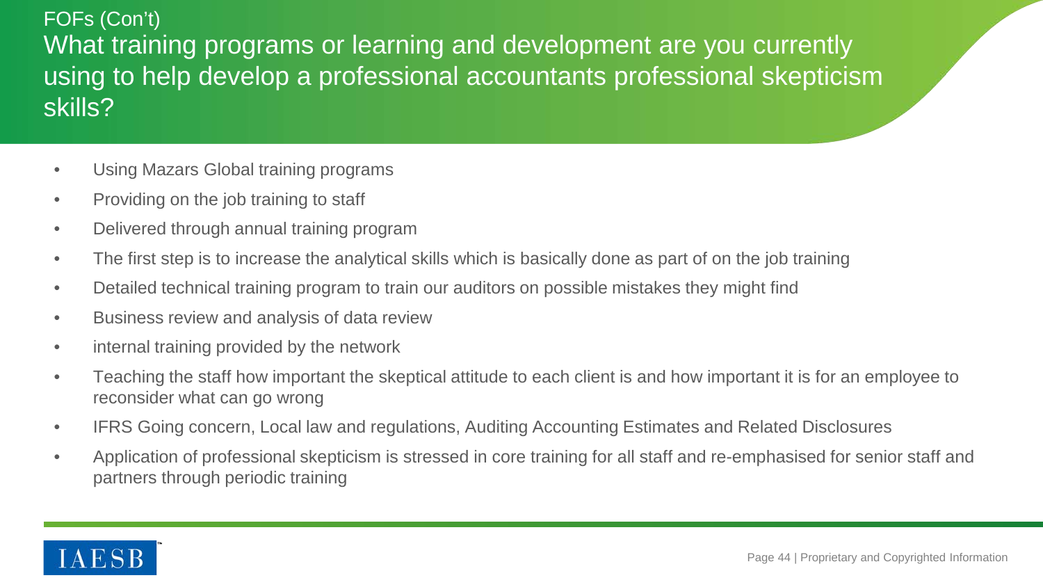FOFs (Con't)

# What training programs or learning and development are you currently using to help develop a professional accountants professional skepticism skills?

- Using Mazars Global training programs
- Providing on the job training to staff
- Delivered through annual training program
- The first step is to increase the analytical skills which is basically done as part of on the job training
- Detailed technical training program to train our auditors on possible mistakes they might find
- Business review and analysis of data review
- internal training provided by the network
- Teaching the staff how important the skeptical attitude to each client is and how important it is for an employee to reconsider what can go wrong
- IFRS Going concern, Local law and regulations, Auditing Accounting Estimates and Related Disclosures
- Application of professional skepticism is stressed in core training for all staff and re-emphasised for senior staff and partners through periodic training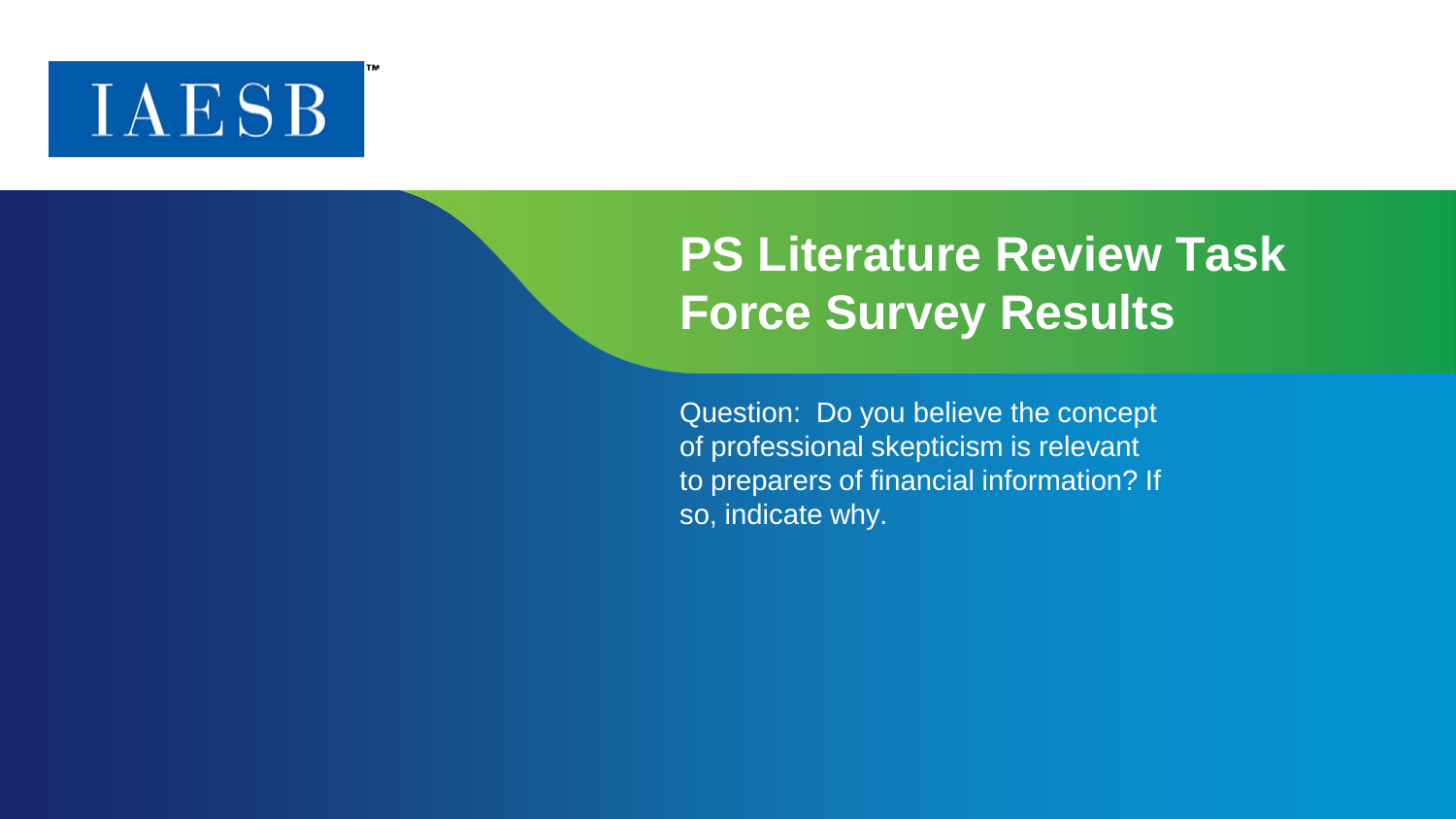IAESB™

# PS Literature Review Task Force Survey Results

Question: Do you believe the concept of professional skepticism is relevant to preparers of financial information? If so, indicate why.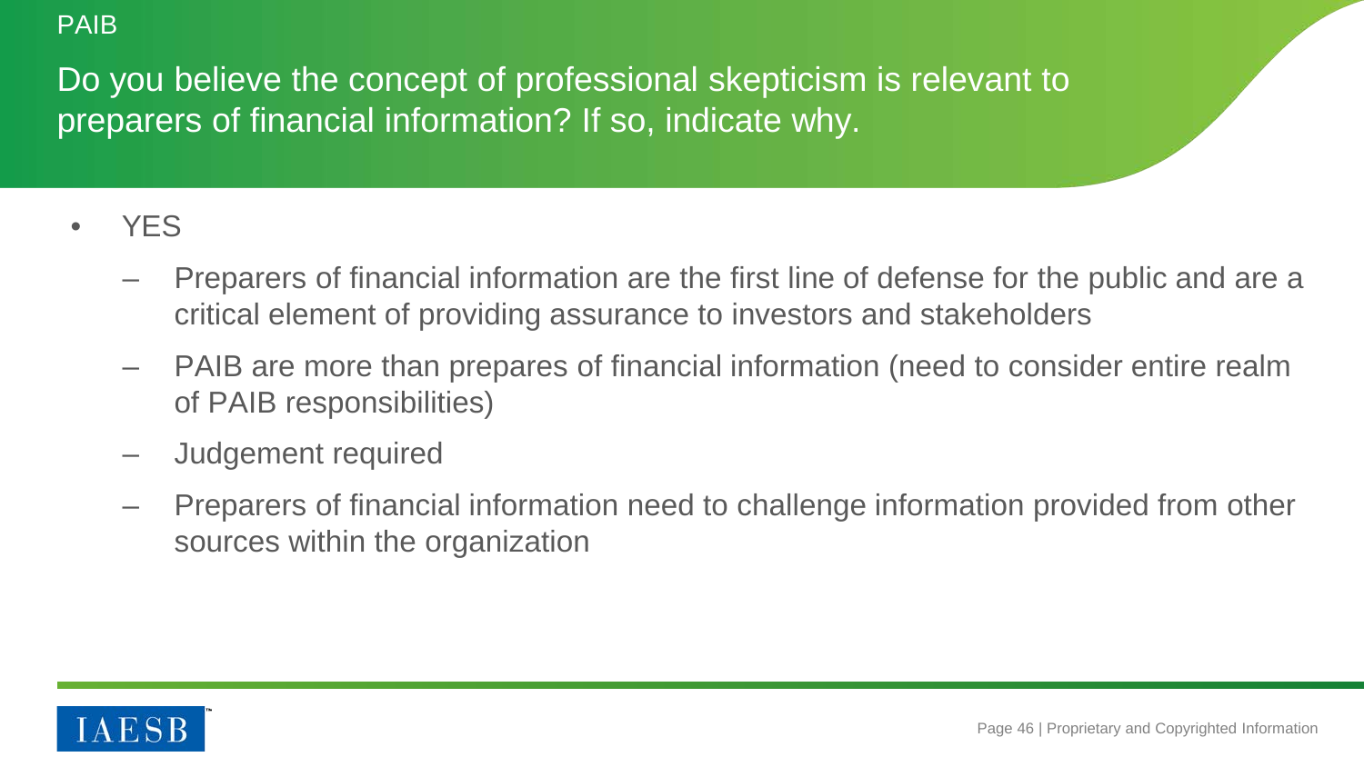PAIB

## Do you believe the concept of professional skepticism is relevant to preparers of financial information? If so, indicate why.

- YES
  - Preparers of financial information are the first line of defense for the public and are a critical element of providing assurance to investors and stakeholders
  - PAIB are more than prepares of financial information (need to consider entire realm of PAIB responsibilities)
  - Judgement required
  - Preparers of financial information need to challenge information provided from other sources within the organization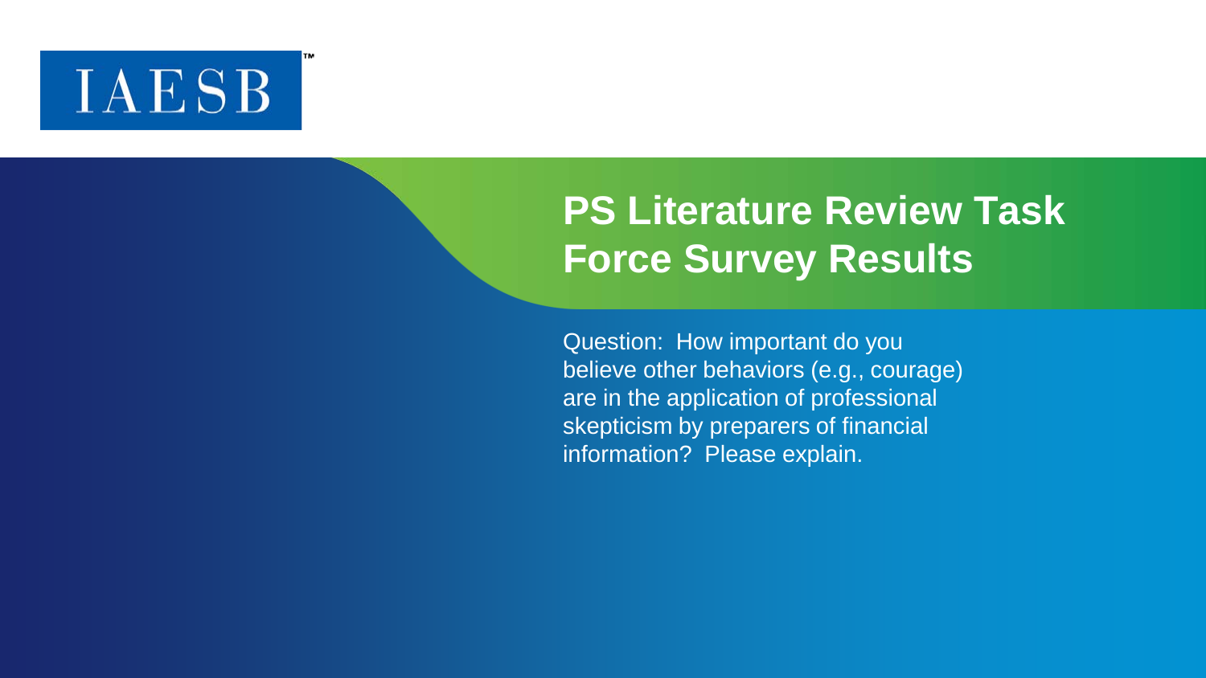IAESB™

# PS Literature Review Task Force Survey Results

Question: How important do you believe other behaviors (e.g., courage) are in the application of professional skepticism by preparers of financial information? Please explain.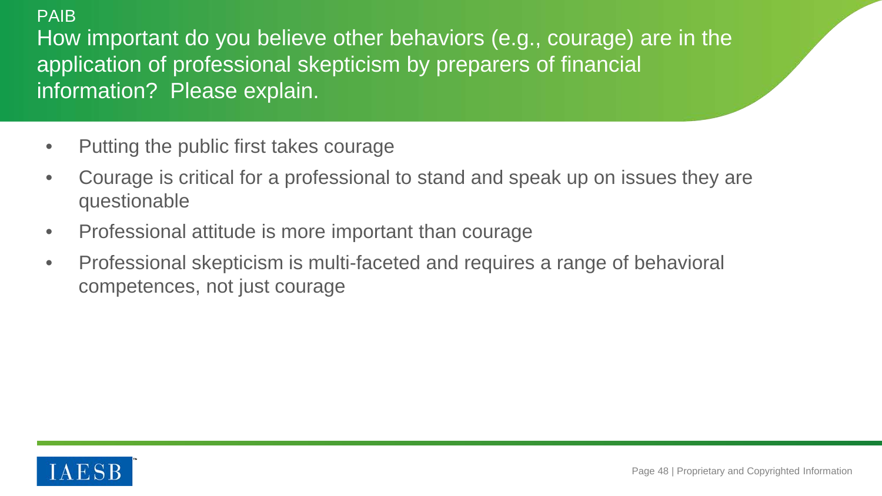PAIB

## How important do you believe other behaviors (e.g., courage) are in the application of professional skepticism by preparers of financial information? Please explain.

- Putting the public first takes courage
- Courage is critical for a professional to stand and speak up on issues they are questionable
- Professional attitude is more important than courage
- Professional skepticism is multi-faceted and requires a range of behavioral competences, not just courage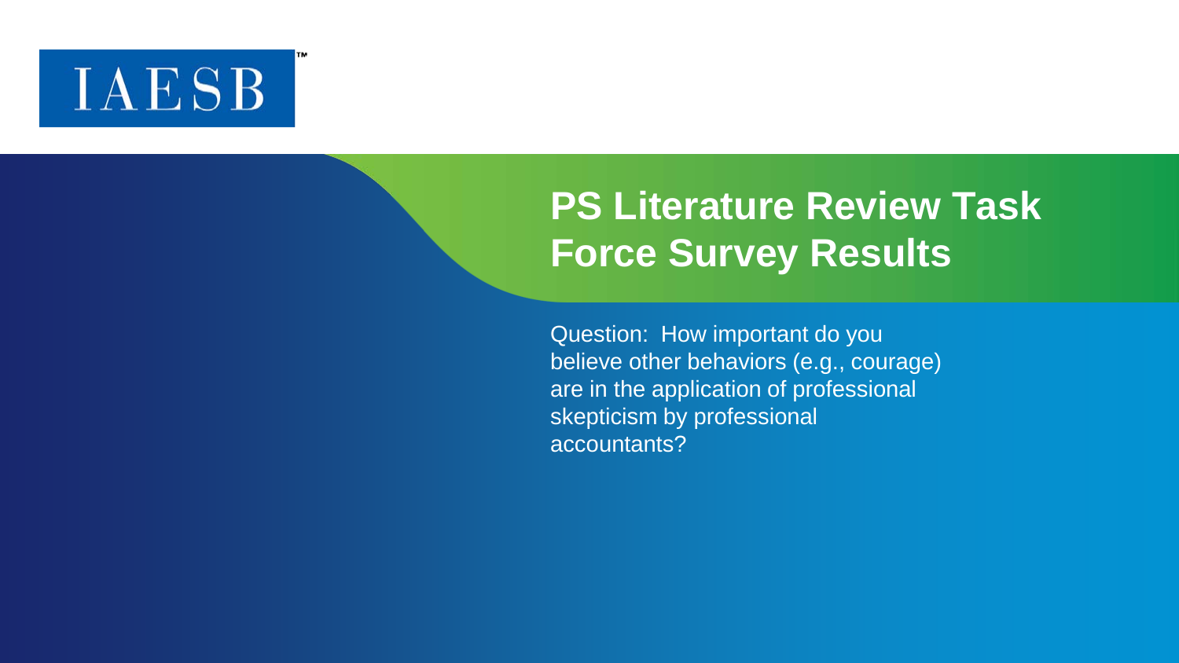# PS Literature Review Task Force Survey Results

Question: How important do you believe other behaviors (e.g., courage) are in the application of professional skepticism by professional accountants?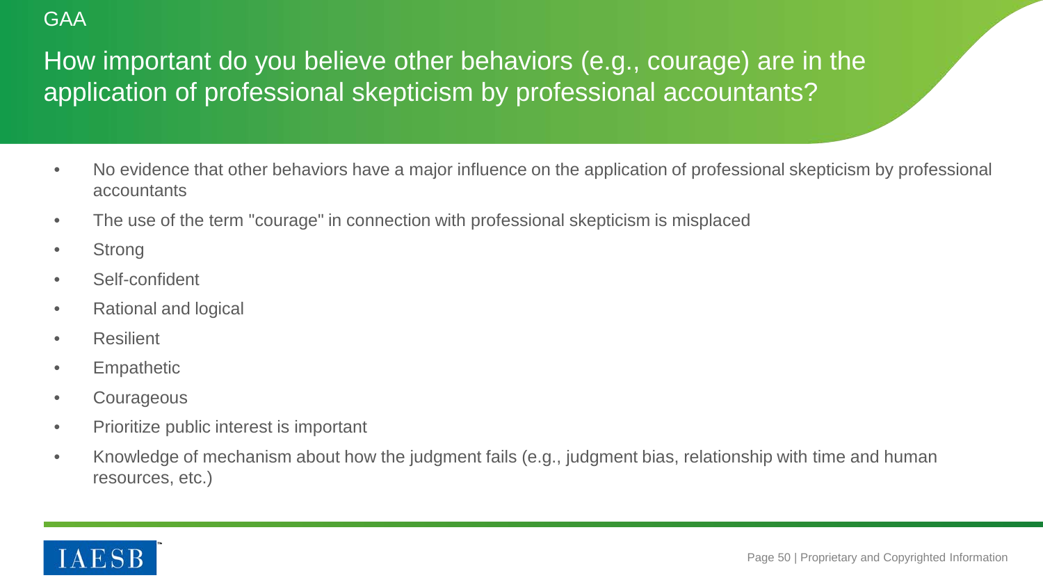GAA

## How important do you believe other behaviors (e.g., courage) are in the application of professional skepticism by professional accountants?

- No evidence that other behaviors have a major influence on the application of professional skepticism by professional accountants
- The use of the term "courage" in connection with professional skepticism is misplaced
- Strong
- Self-confident
- Rational and logical
- Resilient
- Empathetic
- Courageous
- Prioritize public interest is important
- Knowledge of mechanism about how the judgment fails (e.g., judgment bias, relationship with time and human resources, etc.)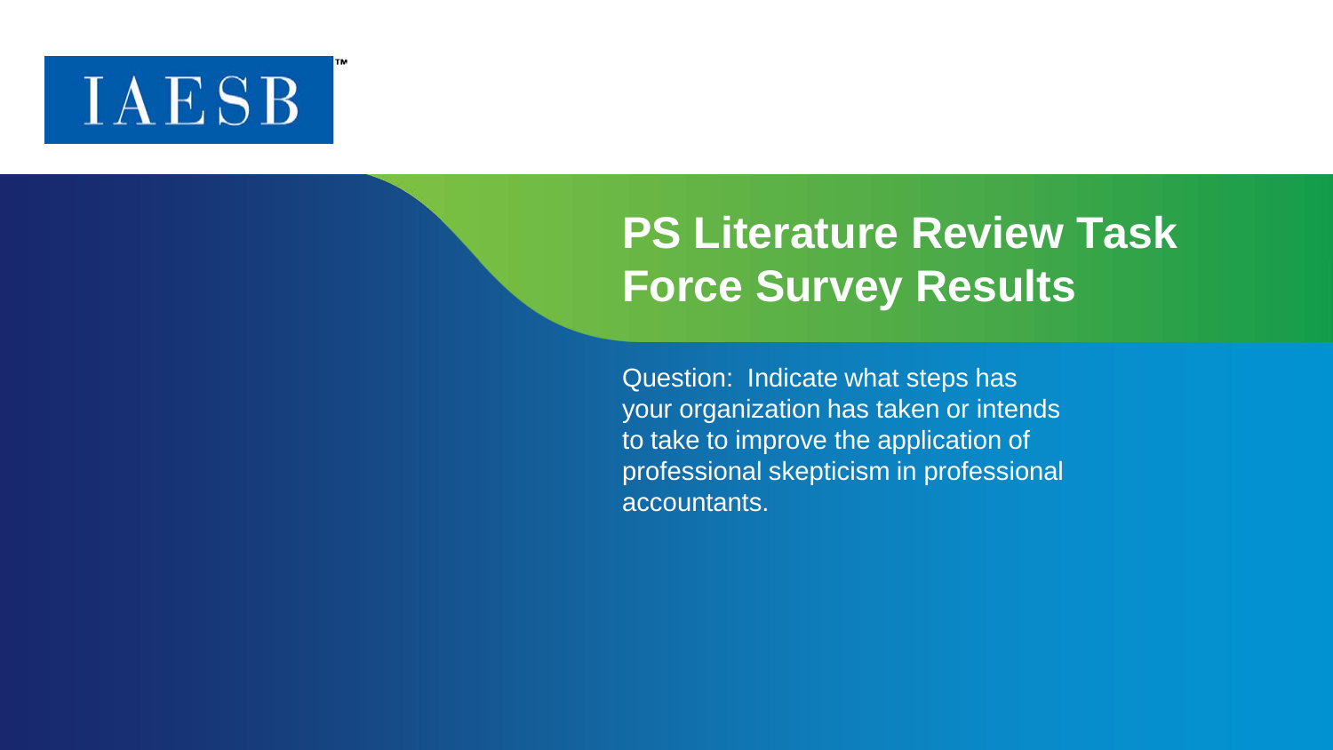IAESB™

# PS Literature Review Task Force Survey Results

Question: Indicate what steps has your organization has taken or intends to take to improve the application of professional skepticism in professional accountants.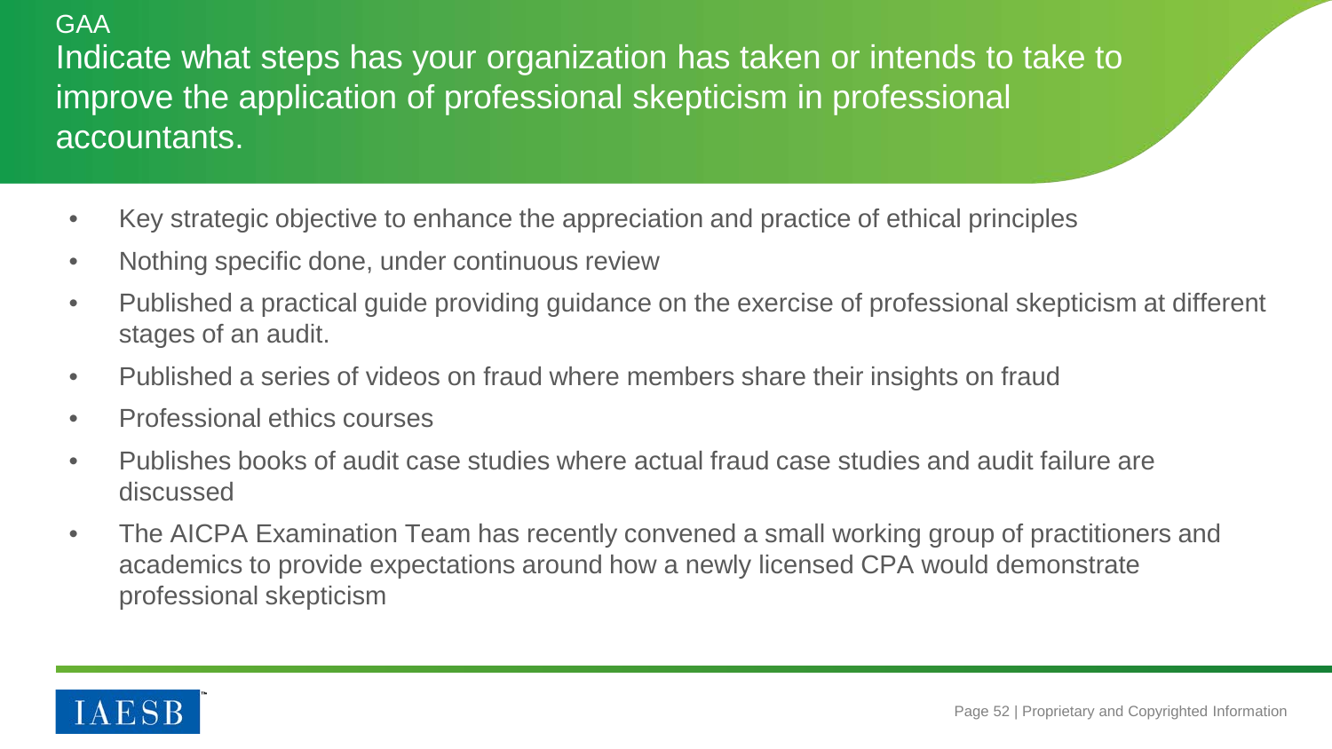GAA

## Indicate what steps has your organization has taken or intends to take to improve the application of professional skepticism in professional accountants.

- Key strategic objective to enhance the appreciation and practice of ethical principles
- Nothing specific done, under continuous review
- Published a practical guide providing guidance on the exercise of professional skepticism at different stages of an audit.
- Published a series of videos on fraud where members share their insights on fraud
- Professional ethics courses
- Publishes books of audit case studies where actual fraud case studies and audit failure are discussed
- The AICPA Examination Team has recently convened a small working group of practitioners and academics to provide expectations around how a newly licensed CPA would demonstrate professional skepticism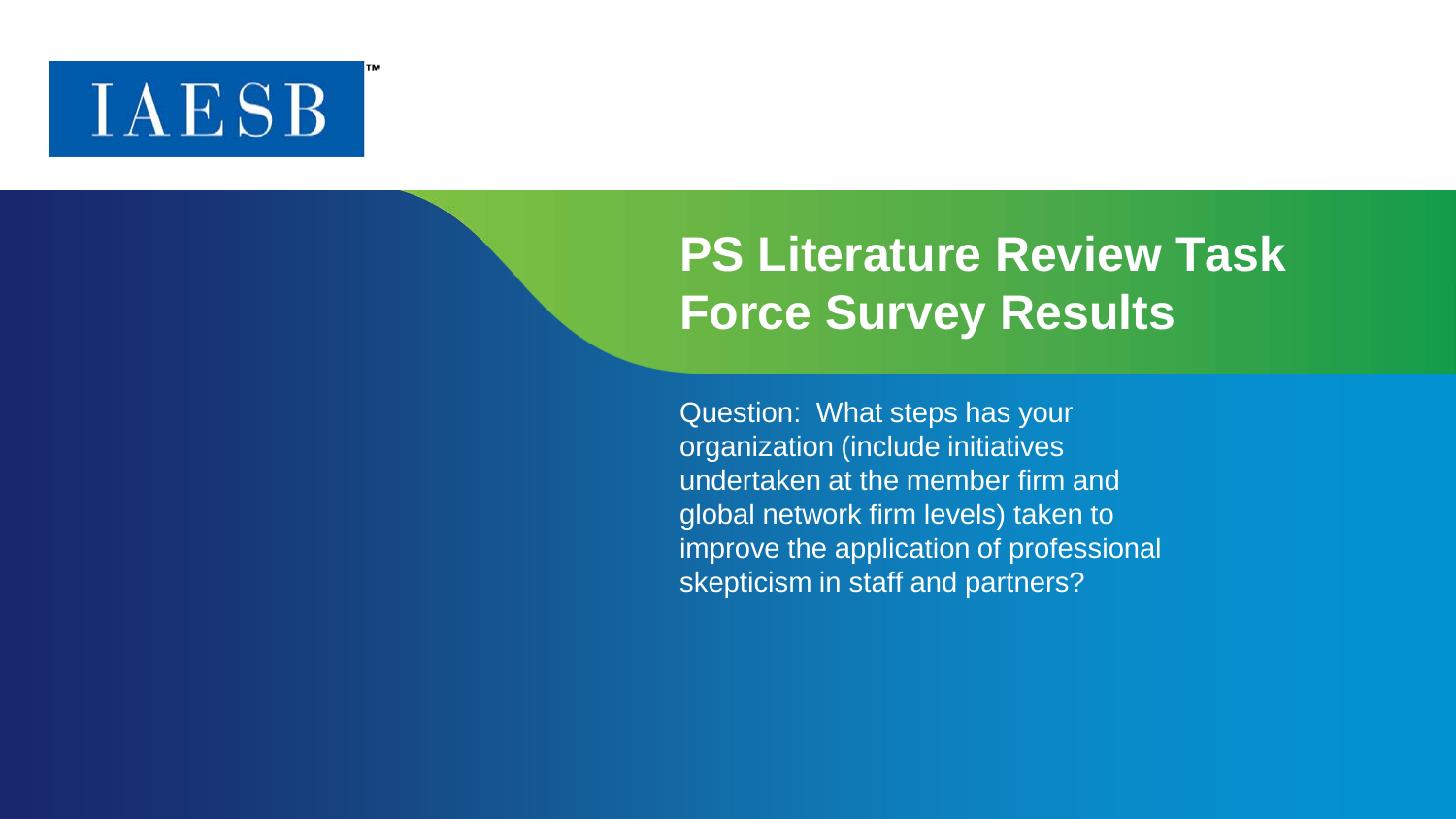IAESB™

# PS Literature Review Task Force Survey Results

Question: What steps has your organization (include initiatives undertaken at the member firm and global network firm levels) taken to improve the application of professional skepticism in staff and partners?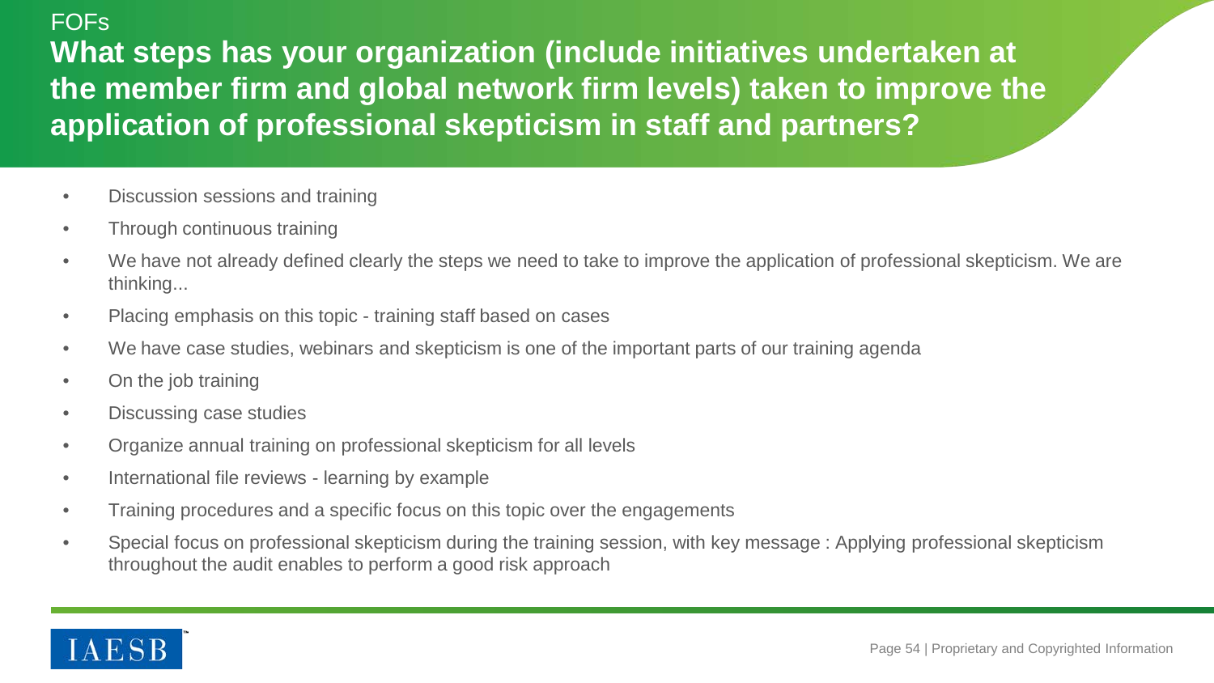FOFs

# What steps has your organization (include initiatives undertaken at the member firm and global network firm levels) taken to improve the application of professional skepticism in staff and partners?

- Discussion sessions and training
- Through continuous training
- We have not already defined clearly the steps we need to take to improve the application of professional skepticism. We are thinking...
- Placing emphasis on this topic - training staff based on cases
- We have case studies, webinars and skepticism is one of the important parts of our training agenda
- On the job training
- Discussing case studies
- Organize annual training on professional skepticism for all levels
- International file reviews - learning by example
- Training procedures and a specific focus on this topic over the engagements
- Special focus on professional skepticism during the training session, with key message : Applying professional skepticism throughout the audit enables to perform a good risk approach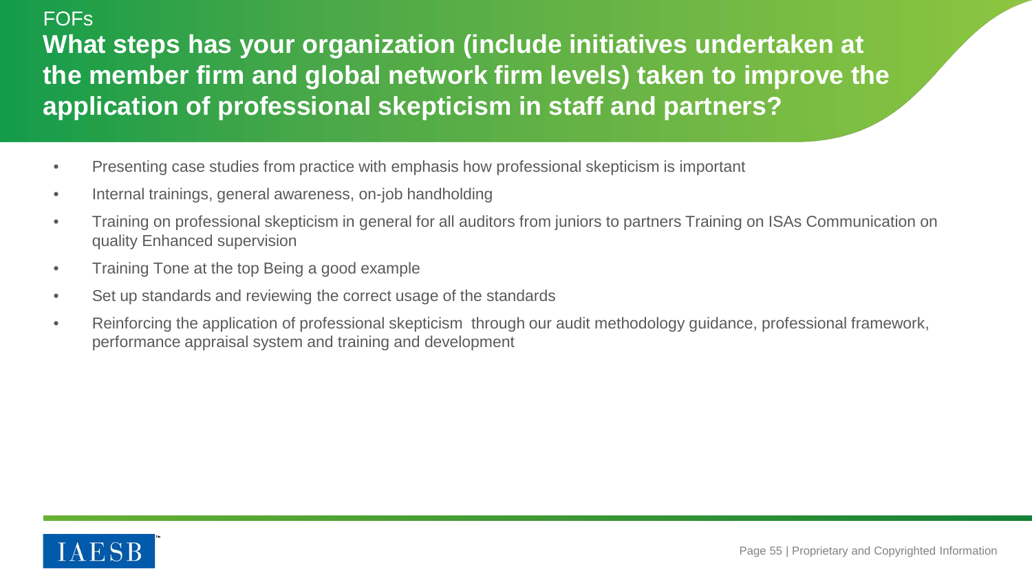FOFs

# What steps has your organization (include initiatives undertaken at the member firm and global network firm levels) taken to improve the application of professional skepticism in staff and partners?

- Presenting case studies from practice with emphasis how professional skepticism is important
- Internal trainings, general awareness, on-job handholding
- Training on professional skepticism in general for all auditors from juniors to partners Training on ISAs Communication on quality Enhanced supervision
- Training Tone at the top Being a good example
- Set up standards and reviewing the correct usage of the standards
- Reinforcing the application of professional skepticism through our audit methodology guidance, professional framework, performance appraisal system and training and development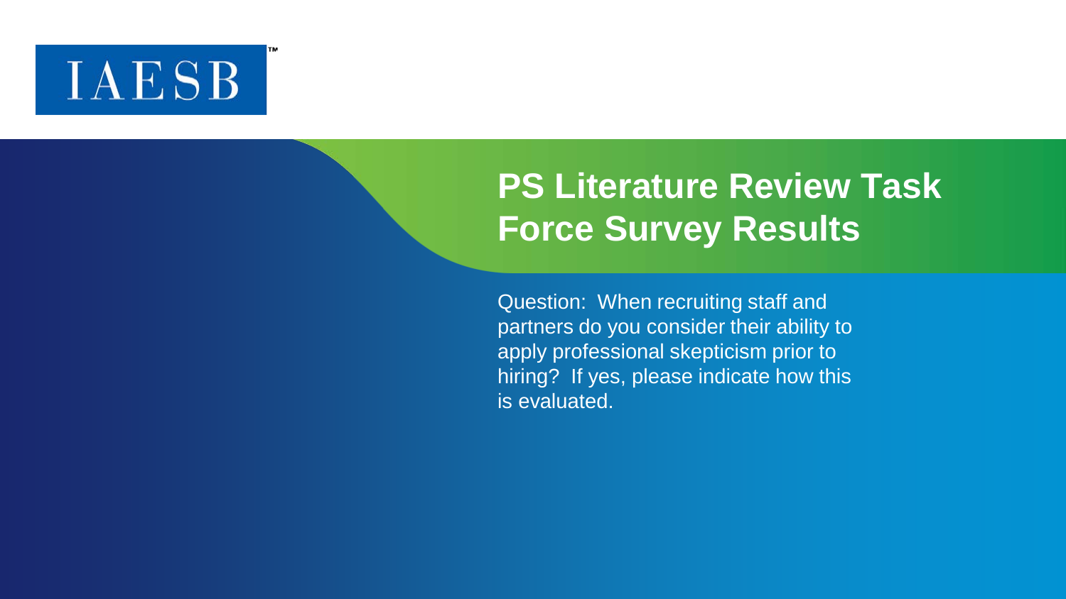IAESB

# PS Literature Review Task Force Survey Results

Question: When recruiting staff and partners do you consider their ability to apply professional skepticism prior to hiring? If yes, please indicate how this is evaluated.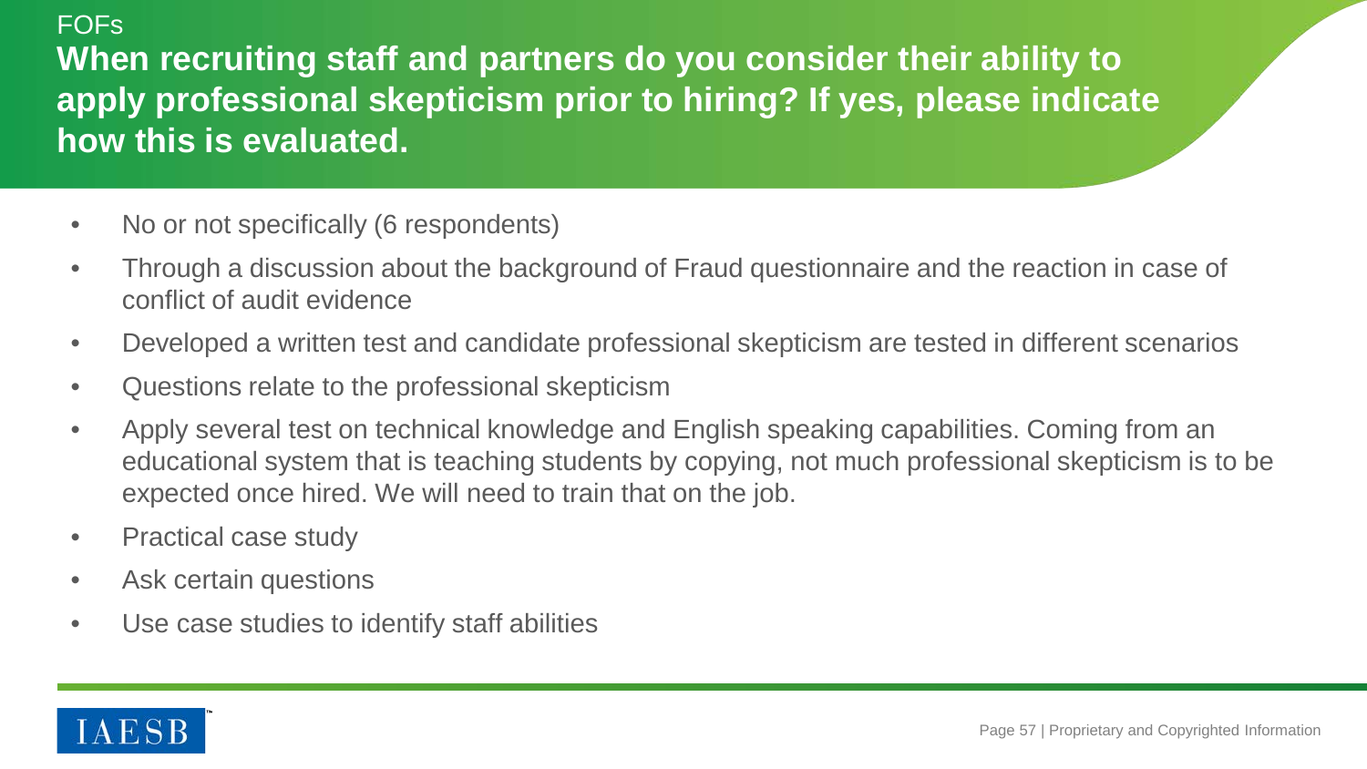FOFs

## When recruiting staff and partners do you consider their ability to apply professional skepticism prior to hiring? If yes, please indicate how this is evaluated.

- No or not specifically (6 respondents)
- Through a discussion about the background of Fraud questionnaire and the reaction in case of conflict of audit evidence
- Developed a written test and candidate professional skepticism are tested in different scenarios
- Questions relate to the professional skepticism
- Apply several test on technical knowledge and English speaking capabilities. Coming from an educational system that is teaching students by copying, not much professional skepticism is to be expected once hired. We will need to train that on the job.
- Practical case study
- Ask certain questions
- Use case studies to identify staff abilities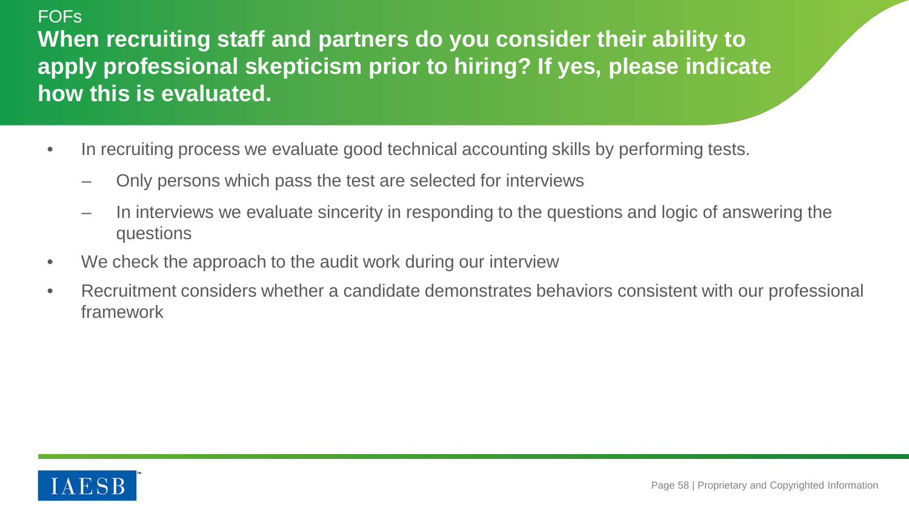FOFs

# When recruiting staff and partners do you consider their ability to apply professional skepticism prior to hiring? If yes, please indicate how this is evaluated.

- In recruiting process we evaluate good technical accounting skills by performing tests.
  - Only persons which pass the test are selected for interviews
  - In interviews we evaluate sincerity in responding to the questions and logic of answering the questions
- We check the approach to the audit work during our interview
- Recruitment considers whether a candidate demonstrates behaviors consistent with our professional framework